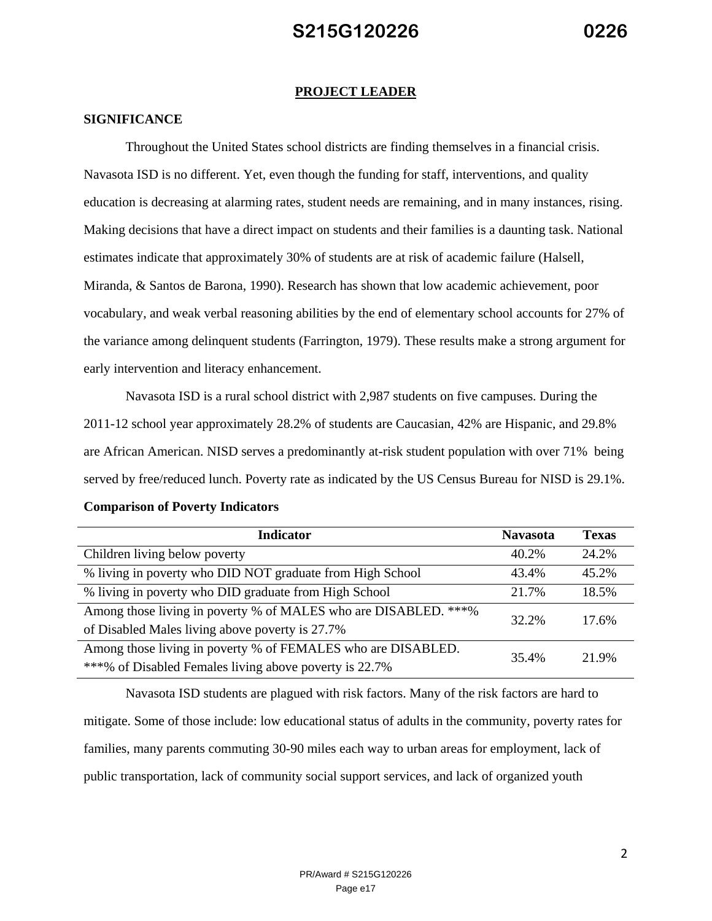## PROJECT LEADER

### SIGNIFICANCE

Throughout the United States school districts are finding themselves in a financial crisis. Navasota ISD is no different. Yet, even though the funding for staff, interventions, and quality education is decreasing at alarming rates, student needs are remaining, and in many instances, rising. Making decisions that have a direct impact on students and their families is a daunting task. National estimates indicate that approximately 30% of students are at risk of academic failure (Halsell, Miranda, & Santos de Barona, 1990). Research has shown that low academic achievement, poor vocabulary, and weak verbal reasoning abilities by the end of elementary school accounts for 27% of the variance among delinquent students (Farrington, 1979). These results make a strong argument for early intervention and literacy enhancement.

Navasota ISD is a rural school district with 2,987 students on five campuses. During the 2011-12 school year approximately 28.2% of students are Caucasian, 42% are Hispanic, and 29.8% are African American. NISD serves a predominantly at-risk student population with over 71% being served by free/reduced lunch. Poverty rate as indicated by the US Census Bureau for NISD is 29.1%.

**Comparison of Poverty Indicators**

| Indicator | Navasota | Texas |
|---|---|---|
| Children living below poverty | 40.2% | 24.2% |
| % living in poverty who DID NOT graduate from High School | 43.4% | 45.2% |
| % living in poverty who DID graduate from High School | 21.7% | 18.5% |
| Among those living in poverty % of MALES who are DISABLED. ***% of Disabled Males living above poverty is 27.7% | 32.2% | 17.6% |
| Among those living in poverty % of FEMALES who are DISABLED. ***% of Disabled Females living above poverty is 22.7% | 35.4% | 21.9% |

Navasota ISD students are plagued with risk factors. Many of the risk factors are hard to mitigate. Some of those include: low educational status of adults in the community, poverty rates for families, many parents commuting 30-90 miles each way to urban areas for employment, lack of public transportation, lack of community social support services, and lack of organized youth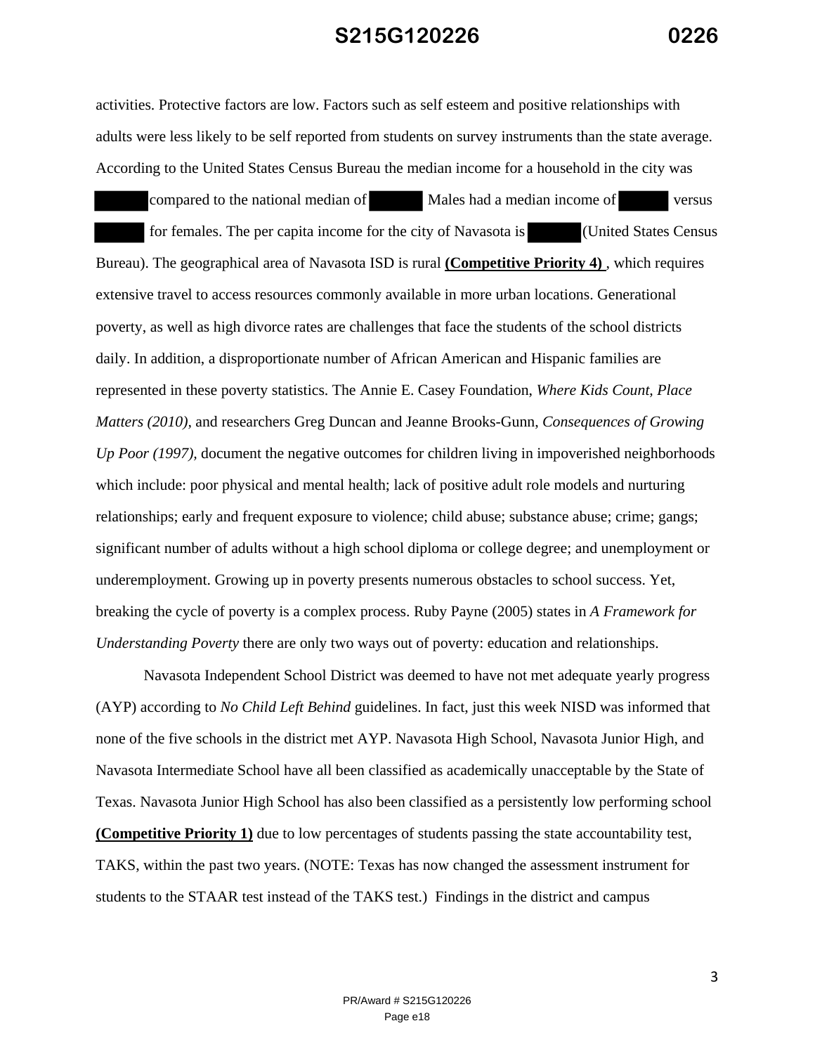activities. Protective factors are low. Factors such as self esteem and positive relationships with adults were less likely to be self reported from students on survey instruments than the state average. According to the United States Census Bureau the median income for a household in the city was ██████ compared to the national median of ██████ Males had a median income of ██████ versus ██████ for females. The per capita income for the city of Navasota is ██████ (United States Census Bureau). The geographical area of Navasota ISD is rural **(Competitive Priority 4)** , which requires extensive travel to access resources commonly available in more urban locations. Generational poverty, as well as high divorce rates are challenges that face the students of the school districts daily. In addition, a disproportionate number of African American and Hispanic families are represented in these poverty statistics. The Annie E. Casey Foundation, *Where Kids Count, Place Matters (2010),* and researchers Greg Duncan and Jeanne Brooks-Gunn, *Consequences of Growing Up Poor (1997),* document the negative outcomes for children living in impoverished neighborhoods which include: poor physical and mental health; lack of positive adult role models and nurturing relationships; early and frequent exposure to violence; child abuse; substance abuse; crime; gangs; significant number of adults without a high school diploma or college degree; and unemployment or underemployment. Growing up in poverty presents numerous obstacles to school success. Yet, breaking the cycle of poverty is a complex process. Ruby Payne (2005) states in *A Framework for Understanding Poverty* there are only two ways out of poverty: education and relationships.

Navasota Independent School District was deemed to have not met adequate yearly progress (AYP) according to *No Child Left Behind* guidelines. In fact, just this week NISD was informed that none of the five schools in the district met AYP. Navasota High School, Navasota Junior High, and Navasota Intermediate School have all been classified as academically unacceptable by the State of Texas. Navasota Junior High School has also been classified as a persistently low performing school **(Competitive Priority 1)** due to low percentages of students passing the state accountability test, TAKS, within the past two years. (NOTE: Texas has now changed the assessment instrument for students to the STAAR test instead of the TAKS test.) Findings in the district and campus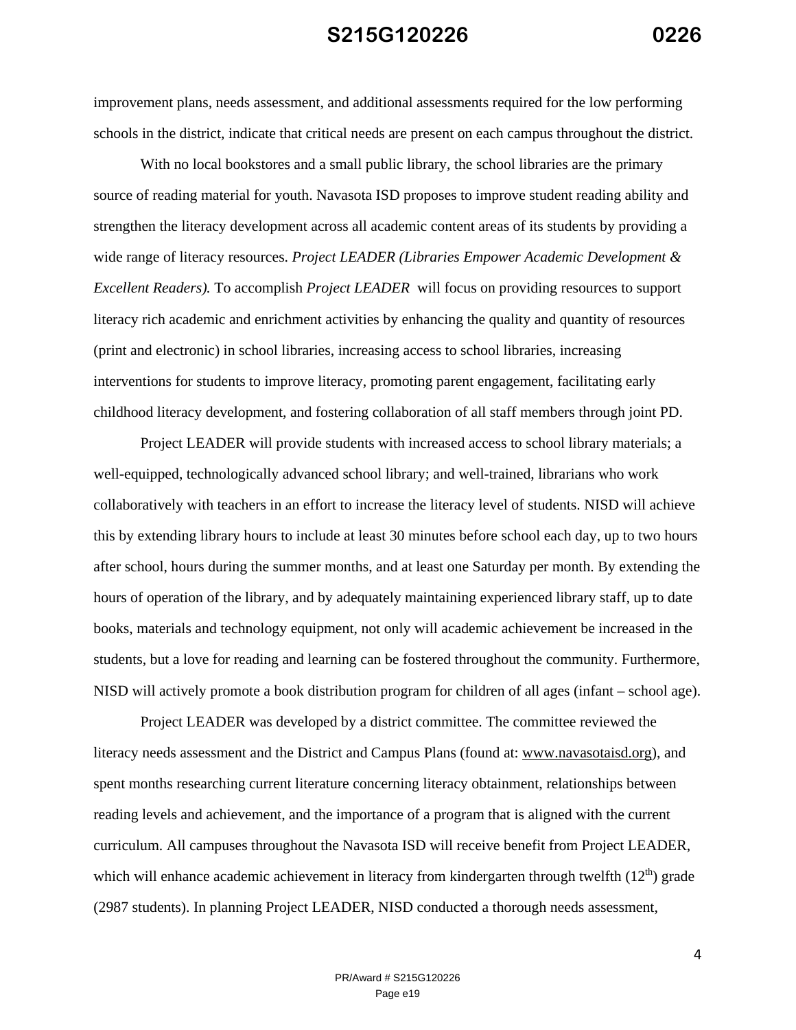improvement plans, needs assessment, and additional assessments required for the low performing schools in the district, indicate that critical needs are present on each campus throughout the district.

With no local bookstores and a small public library, the school libraries are the primary source of reading material for youth. Navasota ISD proposes to improve student reading ability and strengthen the literacy development across all academic content areas of its students by providing a wide range of literacy resources. *Project LEADER (Libraries Empower Academic Development & Excellent Readers).* To accomplish *Project LEADER* will focus on providing resources to support literacy rich academic and enrichment activities by enhancing the quality and quantity of resources (print and electronic) in school libraries, increasing access to school libraries, increasing interventions for students to improve literacy, promoting parent engagement, facilitating early childhood literacy development, and fostering collaboration of all staff members through joint PD.

Project LEADER will provide students with increased access to school library materials; a well-equipped, technologically advanced school library; and well-trained, librarians who work collaboratively with teachers in an effort to increase the literacy level of students. NISD will achieve this by extending library hours to include at least 30 minutes before school each day, up to two hours after school, hours during the summer months, and at least one Saturday per month. By extending the hours of operation of the library, and by adequately maintaining experienced library staff, up to date books, materials and technology equipment, not only will academic achievement be increased in the students, but a love for reading and learning can be fostered throughout the community. Furthermore, NISD will actively promote a book distribution program for children of all ages (infant – school age).

Project LEADER was developed by a district committee. The committee reviewed the literacy needs assessment and the District and Campus Plans (found at: www.navasotaisd.org), and spent months researching current literature concerning literacy obtainment, relationships between reading levels and achievement, and the importance of a program that is aligned with the current curriculum. All campuses throughout the Navasota ISD will receive benefit from Project LEADER, which will enhance academic achievement in literacy from kindergarten through twelfth (12th) grade (2987 students). In planning Project LEADER, NISD conducted a thorough needs assessment,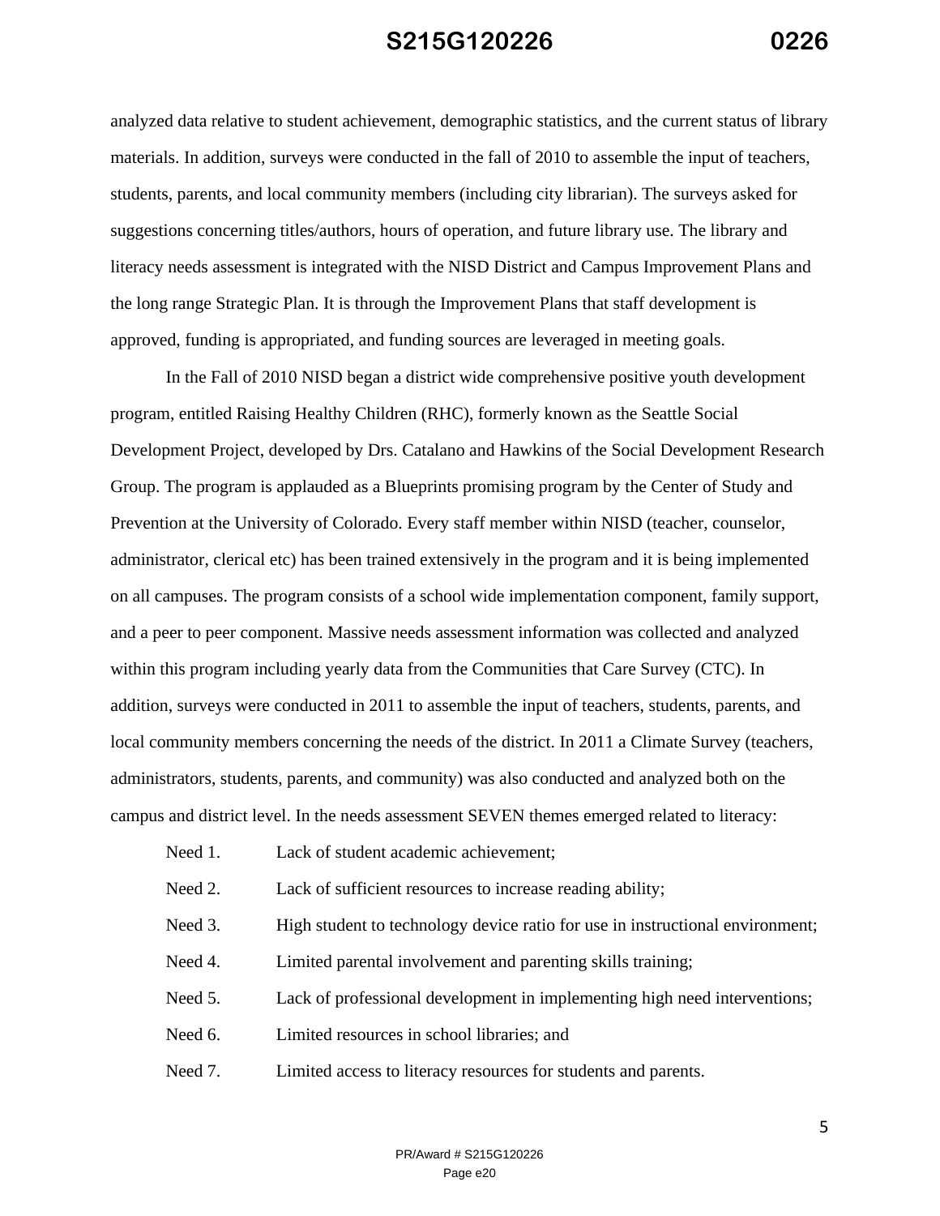analyzed data relative to student achievement, demographic statistics, and the current status of library materials. In addition, surveys were conducted in the fall of 2010 to assemble the input of teachers, students, parents, and local community members (including city librarian). The surveys asked for suggestions concerning titles/authors, hours of operation, and future library use. The library and literacy needs assessment is integrated with the NISD District and Campus Improvement Plans and the long range Strategic Plan. It is through the Improvement Plans that staff development is approved, funding is appropriated, and funding sources are leveraged in meeting goals.

In the Fall of 2010 NISD began a district wide comprehensive positive youth development program, entitled Raising Healthy Children (RHC), formerly known as the Seattle Social Development Project, developed by Drs. Catalano and Hawkins of the Social Development Research Group. The program is applauded as a Blueprints promising program by the Center of Study and Prevention at the University of Colorado. Every staff member within NISD (teacher, counselor, administrator, clerical etc) has been trained extensively in the program and it is being implemented on all campuses. The program consists of a school wide implementation component, family support, and a peer to peer component. Massive needs assessment information was collected and analyzed within this program including yearly data from the Communities that Care Survey (CTC). In addition, surveys were conducted in 2011 to assemble the input of teachers, students, parents, and local community members concerning the needs of the district. In 2011 a Climate Survey (teachers, administrators, students, parents, and community) was also conducted and analyzed both on the campus and district level. In the needs assessment SEVEN themes emerged related to literacy:

Need 1. Lack of student academic achievement;

Need 2. Lack of sufficient resources to increase reading ability;

Need 3. High student to technology device ratio for use in instructional environment;

Need 4. Limited parental involvement and parenting skills training;

Need 5. Lack of professional development in implementing high need interventions;

Need 6. Limited resources in school libraries; and

Need 7. Limited access to literacy resources for students and parents.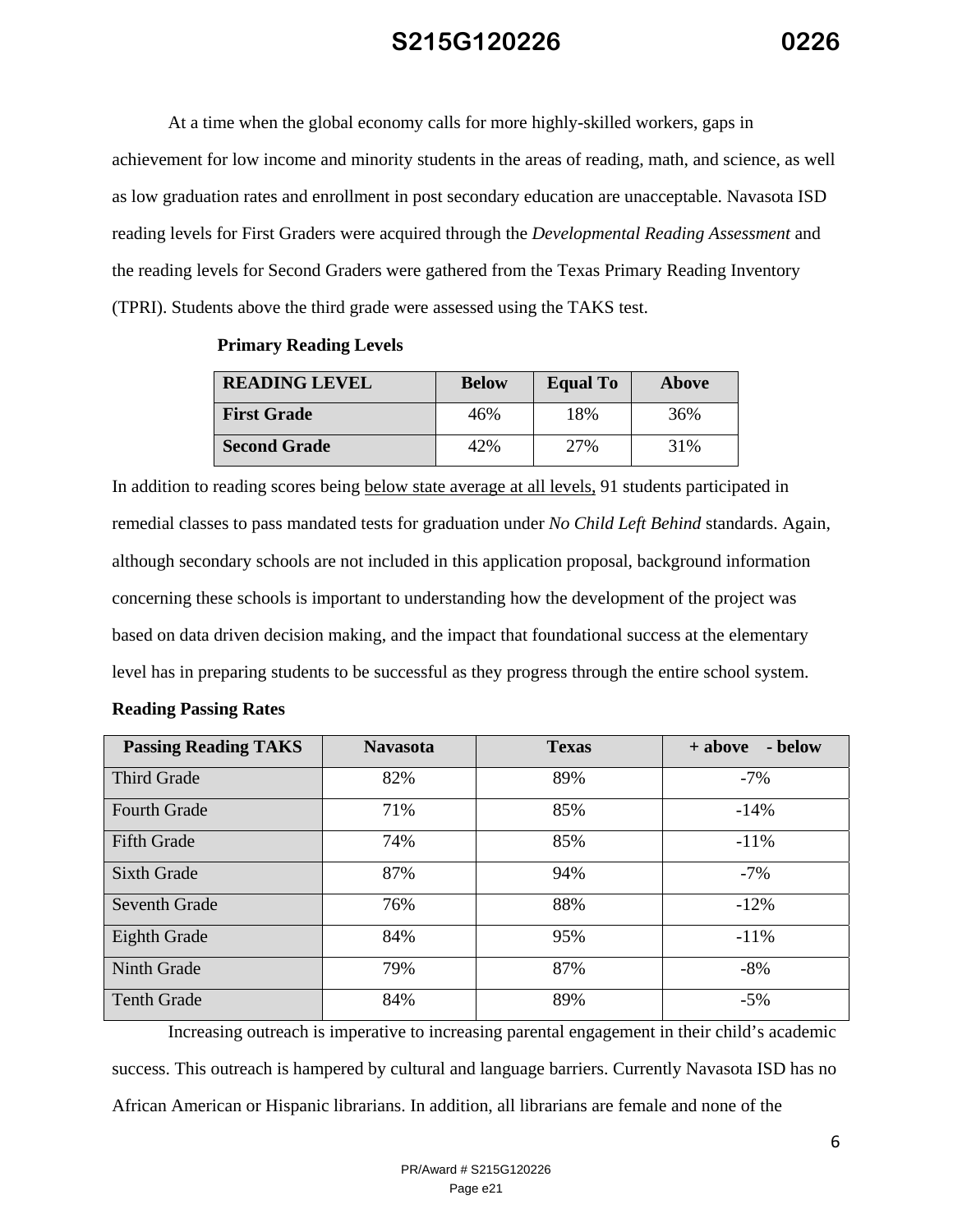At a time when the global economy calls for more highly-skilled workers, gaps in achievement for low income and minority students in the areas of reading, math, and science, as well as low graduation rates and enrollment in post secondary education are unacceptable. Navasota ISD reading levels for First Graders were acquired through the *Developmental Reading Assessment* and the reading levels for Second Graders were gathered from the Texas Primary Reading Inventory (TPRI). Students above the third grade were assessed using the TAKS test.

**Primary Reading Levels**

| READING LEVEL | Below | Equal To | Above |
|---|---|---|---|
| **First Grade** | 46% | 18% | 36% |
| **Second Grade** | 42% | 27% | 31% |

In addition to reading scores being <u>below state average at all levels,</u> 91 students participated in remedial classes to pass mandated tests for graduation under *No Child Left Behind* standards. Again, although secondary schools are not included in this application proposal, background information concerning these schools is important to understanding how the development of the project was based on data driven decision making, and the impact that foundational success at the elementary level has in preparing students to be successful as they progress through the entire school system.

**Reading Passing Rates**

| Passing Reading TAKS | Navasota | Texas | + above - below |
|---|---|---|---|
| Third Grade | 82% | 89% | -7% |
| Fourth Grade | 71% | 85% | -14% |
| Fifth Grade | 74% | 85% | -11% |
| Sixth Grade | 87% | 94% | -7% |
| Seventh Grade | 76% | 88% | -12% |
| Eighth Grade | 84% | 95% | -11% |
| Ninth Grade | 79% | 87% | -8% |
| Tenth Grade | 84% | 89% | -5% |

Increasing outreach is imperative to increasing parental engagement in their child's academic success. This outreach is hampered by cultural and language barriers. Currently Navasota ISD has no African American or Hispanic librarians. In addition, all librarians are female and none of the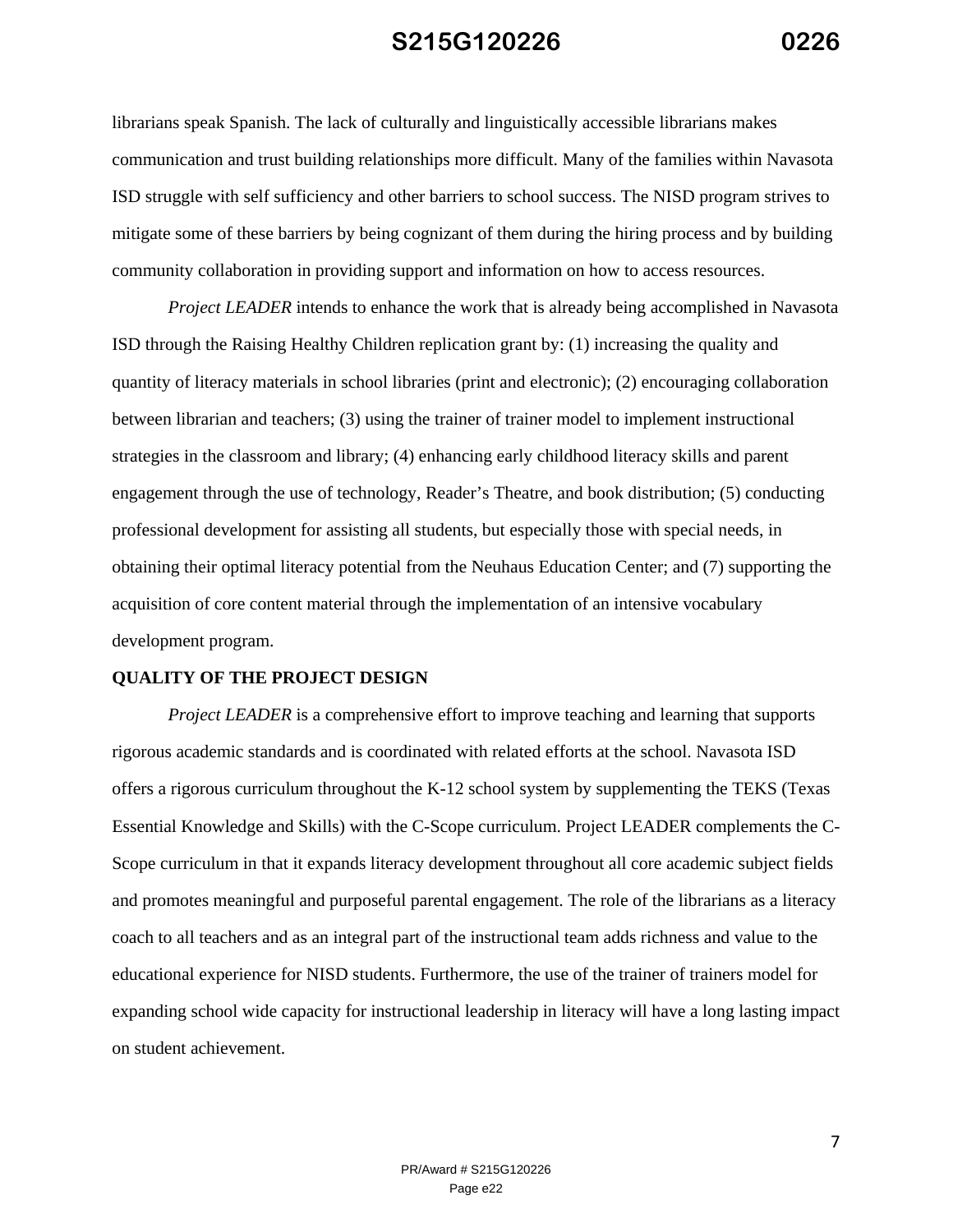librarians speak Spanish. The lack of culturally and linguistically accessible librarians makes communication and trust building relationships more difficult. Many of the families within Navasota ISD struggle with self sufficiency and other barriers to school success. The NISD program strives to mitigate some of these barriers by being cognizant of them during the hiring process and by building community collaboration in providing support and information on how to access resources.

*Project LEADER* intends to enhance the work that is already being accomplished in Navasota ISD through the Raising Healthy Children replication grant by: (1) increasing the quality and quantity of literacy materials in school libraries (print and electronic); (2) encouraging collaboration between librarian and teachers; (3) using the trainer of trainer model to implement instructional strategies in the classroom and library; (4) enhancing early childhood literacy skills and parent engagement through the use of technology, Reader's Theatre, and book distribution; (5) conducting professional development for assisting all students, but especially those with special needs, in obtaining their optimal literacy potential from the Neuhaus Education Center; and (7) supporting the acquisition of core content material through the implementation of an intensive vocabulary development program.

**QUALITY OF THE PROJECT DESIGN**

*Project LEADER* is a comprehensive effort to improve teaching and learning that supports rigorous academic standards and is coordinated with related efforts at the school. Navasota ISD offers a rigorous curriculum throughout the K-12 school system by supplementing the TEKS (Texas Essential Knowledge and Skills) with the C-Scope curriculum. Project LEADER complements the C-Scope curriculum in that it expands literacy development throughout all core academic subject fields and promotes meaningful and purposeful parental engagement. The role of the librarians as a literacy coach to all teachers and as an integral part of the instructional team adds richness and value to the educational experience for NISD students. Furthermore, the use of the trainer of trainers model for expanding school wide capacity for instructional leadership in literacy will have a long lasting impact on student achievement.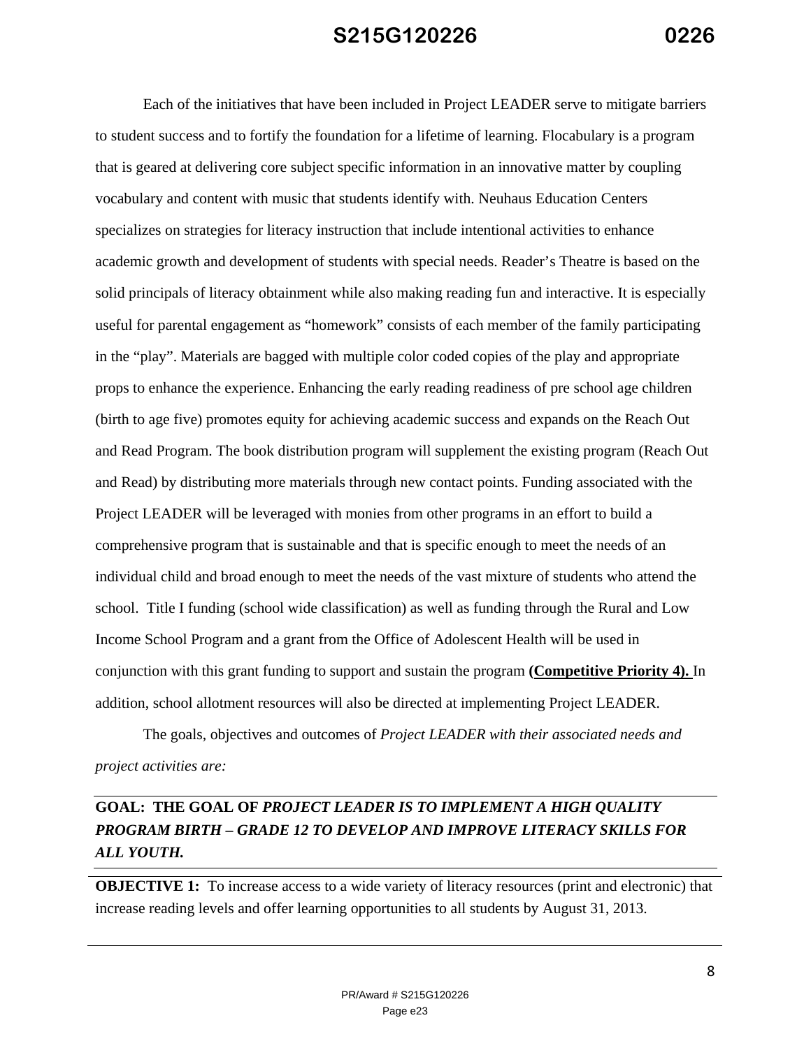Each of the initiatives that have been included in Project LEADER serve to mitigate barriers to student success and to fortify the foundation for a lifetime of learning. Flocabulary is a program that is geared at delivering core subject specific information in an innovative matter by coupling vocabulary and content with music that students identify with. Neuhaus Education Centers specializes on strategies for literacy instruction that include intentional activities to enhance academic growth and development of students with special needs. Reader's Theatre is based on the solid principals of literacy obtainment while also making reading fun and interactive. It is especially useful for parental engagement as "homework" consists of each member of the family participating in the "play". Materials are bagged with multiple color coded copies of the play and appropriate props to enhance the experience. Enhancing the early reading readiness of pre school age children (birth to age five) promotes equity for achieving academic success and expands on the Reach Out and Read Program. The book distribution program will supplement the existing program (Reach Out and Read) by distributing more materials through new contact points. Funding associated with the Project LEADER will be leveraged with monies from other programs in an effort to build a comprehensive program that is sustainable and that is specific enough to meet the needs of an individual child and broad enough to meet the needs of the vast mixture of students who attend the school. Title I funding (school wide classification) as well as funding through the Rural and Low Income School Program and a grant from the Office of Adolescent Health will be used in conjunction with this grant funding to support and sustain the program **(Competitive Priority 4).** In addition, school allotment resources will also be directed at implementing Project LEADER.

The goals, objectives and outcomes of *Project LEADER with their associated needs and project activities are:*

**GOAL: THE GOAL OF *PROJECT LEADER IS TO IMPLEMENT A HIGH QUALITY PROGRAM BIRTH – GRADE 12 TO DEVELOP AND IMPROVE LITERACY SKILLS FOR ALL YOUTH.***

**OBJECTIVE 1:** To increase access to a wide variety of literacy resources (print and electronic) that increase reading levels and offer learning opportunities to all students by August 31, 2013.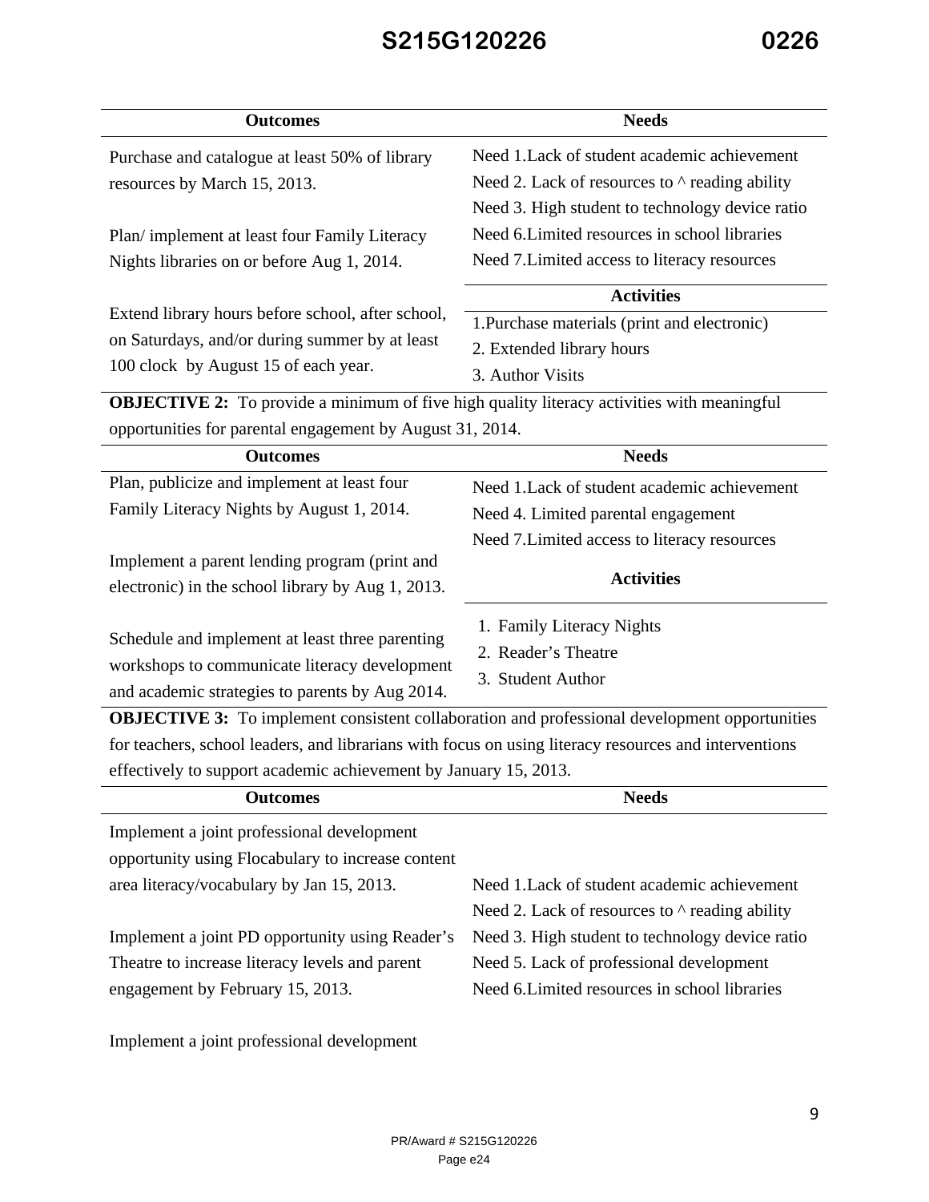| Outcomes | Needs |
| --- | --- |
| Purchase and catalogue at least 50% of library resources by March 15, 2013.<br><br>Plan/ implement at least four Family Literacy Nights libraries on or before Aug 1, 2014.<br><br>Extend library hours before school, after school, on Saturdays, and/or during summer by at least 100 clock by August 15 of each year. | Need 1.Lack of student academic achievement<br>Need 2. Lack of resources to ^ reading ability<br>Need 3. High student to technology device ratio<br>Need 6.Limited resources in school libraries<br>Need 7.Limited access to literacy resources<br><br>**Activities**<br><br>1.Purchase materials (print and electronic)<br>2. Extended library hours<br>3. Author Visits |

**OBJECTIVE 2:** To provide a minimum of five high quality literacy activities with meaningful opportunities for parental engagement by August 31, 2014.

| Outcomes | Needs |
| --- | --- |
| Plan, publicize and implement at least four Family Literacy Nights by August 1, 2014.<br><br>Implement a parent lending program (print and electronic) in the school library by Aug 1, 2013.<br><br>Schedule and implement at least three parenting workshops to communicate literacy development and academic strategies to parents by Aug 2014. | Need 1.Lack of student academic achievement<br>Need 4. Limited parental engagement<br>Need 7.Limited access to literacy resources<br><br>**Activities**<br><br>1. Family Literacy Nights<br>2. Reader's Theatre<br>3. Student Author |

**OBJECTIVE 3:** To implement consistent collaboration and professional development opportunities for teachers, school leaders, and librarians with focus on using literacy resources and interventions effectively to support academic achievement by January 15, 2013.

| Outcomes | Needs |
| --- | --- |
| Implement a joint professional development opportunity using Flocabulary to increase content area literacy/vocabulary by Jan 15, 2013.<br><br>Implement a joint PD opportunity using Reader's Theatre to increase literacy levels and parent engagement by February 15, 2013.<br><br>Implement a joint professional development | Need 1.Lack of student academic achievement<br>Need 2. Lack of resources to ^ reading ability<br>Need 3. High student to technology device ratio<br>Need 5. Lack of professional development<br>Need 6.Limited resources in school libraries |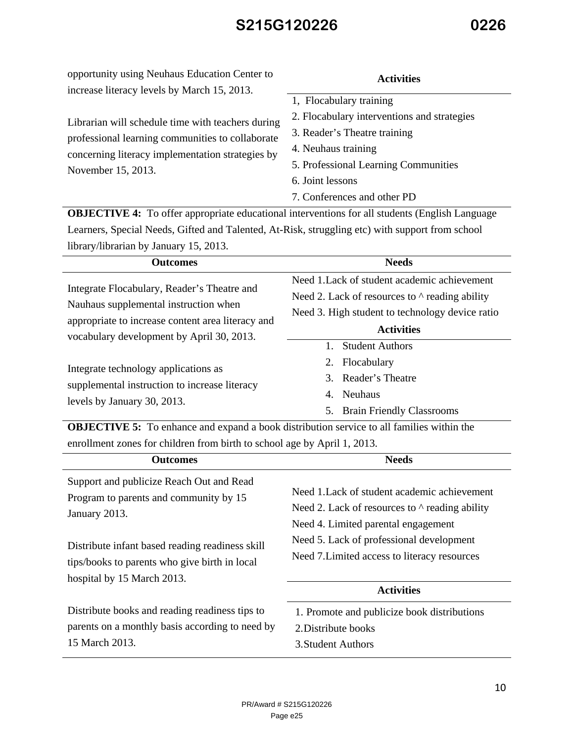| | Activities |
|---|---|
| opportunity using Neuhaus Education Center to increase literacy levels by March 15, 2013.<br><br>Librarian will schedule time with teachers during professional learning communities to collaborate concerning literacy implementation strategies by November 15, 2013. | 1, Flocabulary training<br>2. Flocabulary interventions and strategies<br>3. Reader's Theatre training<br>4. Neuhaus training<br>5. Professional Learning Communities<br>6. Joint lessons<br>7. Conferences and other PD |

**OBJECTIVE 4:** To offer appropriate educational interventions for all students (English Language Learners, Special Needs, Gifted and Talented, At-Risk, struggling etc) with support from school library/librarian by January 15, 2013.

| Outcomes | Needs |
|---|---|
| Integrate Flocabulary, Reader's Theatre and Nauhaus supplemental instruction when appropriate to increase content area literacy and vocabulary development by April 30, 2013.<br><br>Integrate technology applications as supplemental instruction to increase literacy levels by January 30, 2013. | Need 1.Lack of student academic achievement<br>Need 2. Lack of resources to ^ reading ability<br>Need 3. High student to technology device ratio<br><br>**Activities**<br>1. Student Authors<br>2. Flocabulary<br>3. Reader's Theatre<br>4. Neuhaus<br>5. Brain Friendly Classrooms |

**OBJECTIVE 5:** To enhance and expand a book distribution service to all families within the enrollment zones for children from birth to school age by April 1, 2013.

| Outcomes | Needs |
|---|---|
| Support and publicize Reach Out and Read Program to parents and community by 15 January 2013.<br><br>Distribute infant based reading readiness skill tips/books to parents who give birth in local hospital by 15 March 2013.<br><br>Distribute books and reading readiness tips to parents on a monthly basis according to need by 15 March 2013. | Need 1.Lack of student academic achievement<br>Need 2. Lack of resources to ^ reading ability<br>Need 4. Limited parental engagement<br>Need 5. Lack of professional development<br>Need 7.Limited access to literacy resources<br><br>**Activities**<br>1. Promote and publicize book distributions<br>2.Distribute books<br>3.Student Authors |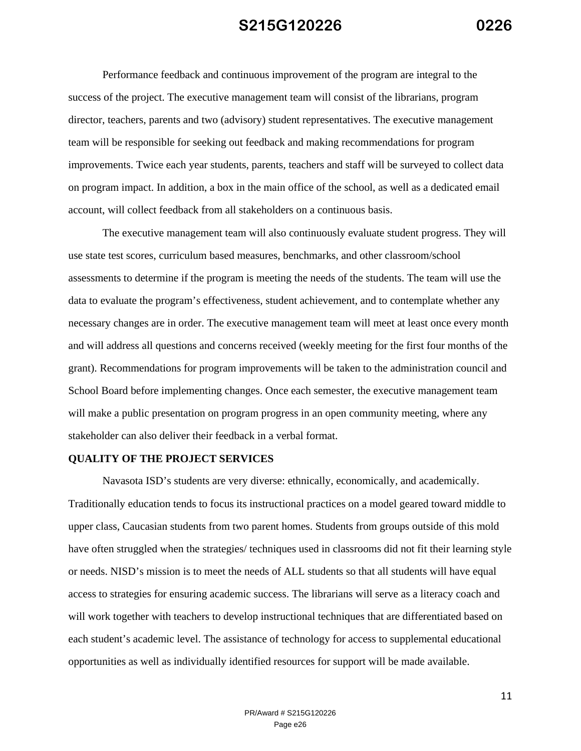Performance feedback and continuous improvement of the program are integral to the success of the project. The executive management team will consist of the librarians, program director, teachers, parents and two (advisory) student representatives. The executive management team will be responsible for seeking out feedback and making recommendations for program improvements. Twice each year students, parents, teachers and staff will be surveyed to collect data on program impact. In addition, a box in the main office of the school, as well as a dedicated email account, will collect feedback from all stakeholders on a continuous basis.

The executive management team will also continuously evaluate student progress. They will use state test scores, curriculum based measures, benchmarks, and other classroom/school assessments to determine if the program is meeting the needs of the students. The team will use the data to evaluate the program's effectiveness, student achievement, and to contemplate whether any necessary changes are in order. The executive management team will meet at least once every month and will address all questions and concerns received (weekly meeting for the first four months of the grant). Recommendations for program improvements will be taken to the administration council and School Board before implementing changes. Once each semester, the executive management team will make a public presentation on program progress in an open community meeting, where any stakeholder can also deliver their feedback in a verbal format.

**QUALITY OF THE PROJECT SERVICES**

Navasota ISD's students are very diverse: ethnically, economically, and academically. Traditionally education tends to focus its instructional practices on a model geared toward middle to upper class, Caucasian students from two parent homes. Students from groups outside of this mold have often struggled when the strategies/ techniques used in classrooms did not fit their learning style or needs. NISD's mission is to meet the needs of ALL students so that all students will have equal access to strategies for ensuring academic success. The librarians will serve as a literacy coach and will work together with teachers to develop instructional techniques that are differentiated based on each student's academic level. The assistance of technology for access to supplemental educational opportunities as well as individually identified resources for support will be made available.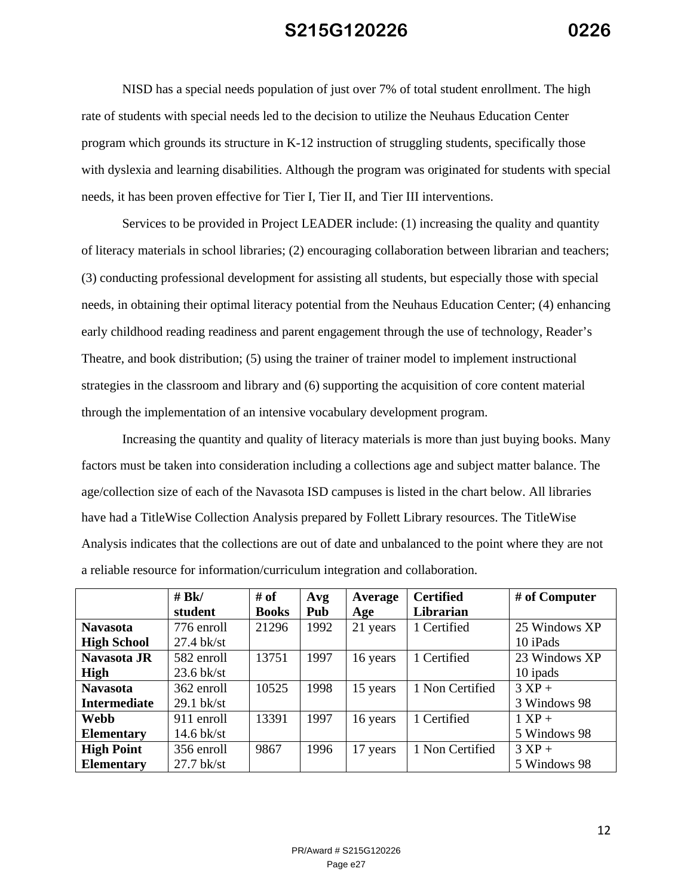NISD has a special needs population of just over 7% of total student enrollment. The high rate of students with special needs led to the decision to utilize the Neuhaus Education Center program which grounds its structure in K-12 instruction of struggling students, specifically those with dyslexia and learning disabilities. Although the program was originated for students with special needs, it has been proven effective for Tier I, Tier II, and Tier III interventions.

Services to be provided in Project LEADER include: (1) increasing the quality and quantity of literacy materials in school libraries; (2) encouraging collaboration between librarian and teachers; (3) conducting professional development for assisting all students, but especially those with special needs, in obtaining their optimal literacy potential from the Neuhaus Education Center; (4) enhancing early childhood reading readiness and parent engagement through the use of technology, Reader's Theatre, and book distribution; (5) using the trainer of trainer model to implement instructional strategies in the classroom and library and (6) supporting the acquisition of core content material through the implementation of an intensive vocabulary development program.

Increasing the quantity and quality of literacy materials is more than just buying books. Many factors must be taken into consideration including a collections age and subject matter balance. The age/collection size of each of the Navasota ISD campuses is listed in the chart below. All libraries have had a TitleWise Collection Analysis prepared by Follett Library resources. The TitleWise Analysis indicates that the collections are out of date and unbalanced to the point where they are not a reliable resource for information/curriculum integration and collaboration.

| | **# Bk/ student** | **# of Books** | **Avg Pub** | **Average Age** | **Certified Librarian** | **# of Computer** |
|---|---|---|---|---|---|---|
| **Navasota High School** | 776 enroll 27.4 bk/st | 21296 | 1992 | 21 years | 1 Certified | 25 Windows XP 10 iPads |
| **Navasota JR High** | 582 enroll 23.6 bk/st | 13751 | 1997 | 16 years | 1 Certified | 23 Windows XP 10 ipads |
| **Navasota Intermediate** | 362 enroll 29.1 bk/st | 10525 | 1998 | 15 years | 1 Non Certified | 3 XP + 3 Windows 98 |
| **Webb Elementary** | 911 enroll 14.6 bk/st | 13391 | 1997 | 16 years | 1 Certified | 1 XP + 5 Windows 98 |
| **High Point Elementary** | 356 enroll 27.7 bk/st | 9867 | 1996 | 17 years | 1 Non Certified | 3 XP + 5 Windows 98 |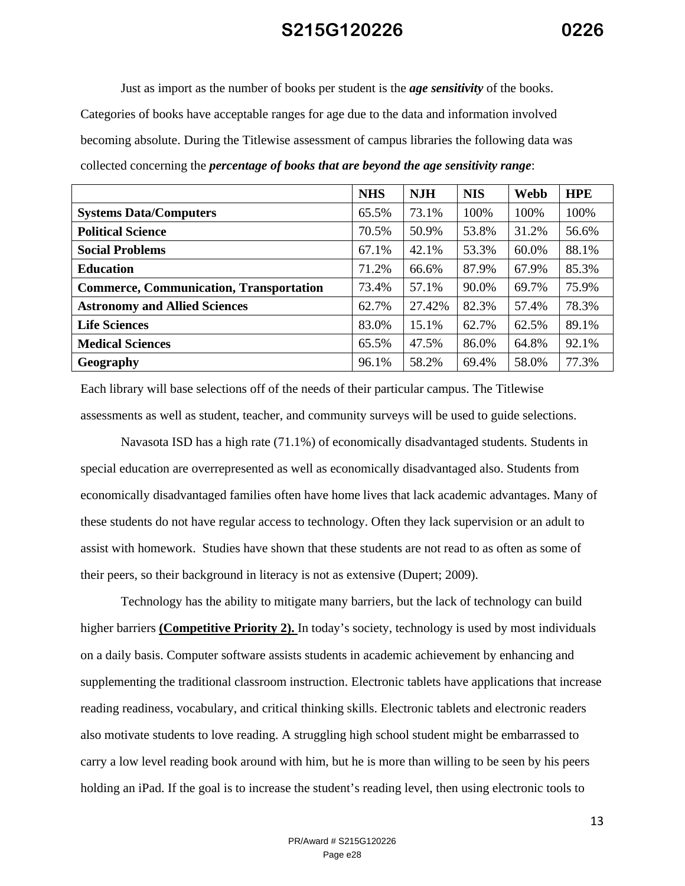Just as import as the number of books per student is the ***age sensitivity*** of the books. Categories of books have acceptable ranges for age due to the data and information involved becoming absolute. During the Titlewise assessment of campus libraries the following data was collected concerning the ***percentage of books that are beyond the age sensitivity range***:

| | NHS | NJH | NIS | Webb | HPE |
|---|---|---|---|---|---|
| **Systems Data/Computers** | 65.5% | 73.1% | 100% | 100% | 100% |
| **Political Science** | 70.5% | 50.9% | 53.8% | 31.2% | 56.6% |
| **Social Problems** | 67.1% | 42.1% | 53.3% | 60.0% | 88.1% |
| **Education** | 71.2% | 66.6% | 87.9% | 67.9% | 85.3% |
| **Commerce, Communication, Transportation** | 73.4% | 57.1% | 90.0% | 69.7% | 75.9% |
| **Astronomy and Allied Sciences** | 62.7% | 27.42% | 82.3% | 57.4% | 78.3% |
| **Life Sciences** | 83.0% | 15.1% | 62.7% | 62.5% | 89.1% |
| **Medical Sciences** | 65.5% | 47.5% | 86.0% | 64.8% | 92.1% |
| **Geography** | 96.1% | 58.2% | 69.4% | 58.0% | 77.3% |

Each library will base selections off of the needs of their particular campus. The Titlewise assessments as well as student, teacher, and community surveys will be used to guide selections.

Navasota ISD has a high rate (71.1%) of economically disadvantaged students. Students in special education are overrepresented as well as economically disadvantaged also. Students from economically disadvantaged families often have home lives that lack academic advantages. Many of these students do not have regular access to technology. Often they lack supervision or an adult to assist with homework. Studies have shown that these students are not read to as often as some of their peers, so their background in literacy is not as extensive (Dupert; 2009).

Technology has the ability to mitigate many barriers, but the lack of technology can build higher barriers **(Competitive Priority 2).** In today's society, technology is used by most individuals on a daily basis. Computer software assists students in academic achievement by enhancing and supplementing the traditional classroom instruction. Electronic tablets have applications that increase reading readiness, vocabulary, and critical thinking skills. Electronic tablets and electronic readers also motivate students to love reading. A struggling high school student might be embarrassed to carry a low level reading book around with him, but he is more than willing to be seen by his peers holding an iPad. If the goal is to increase the student's reading level, then using electronic tools to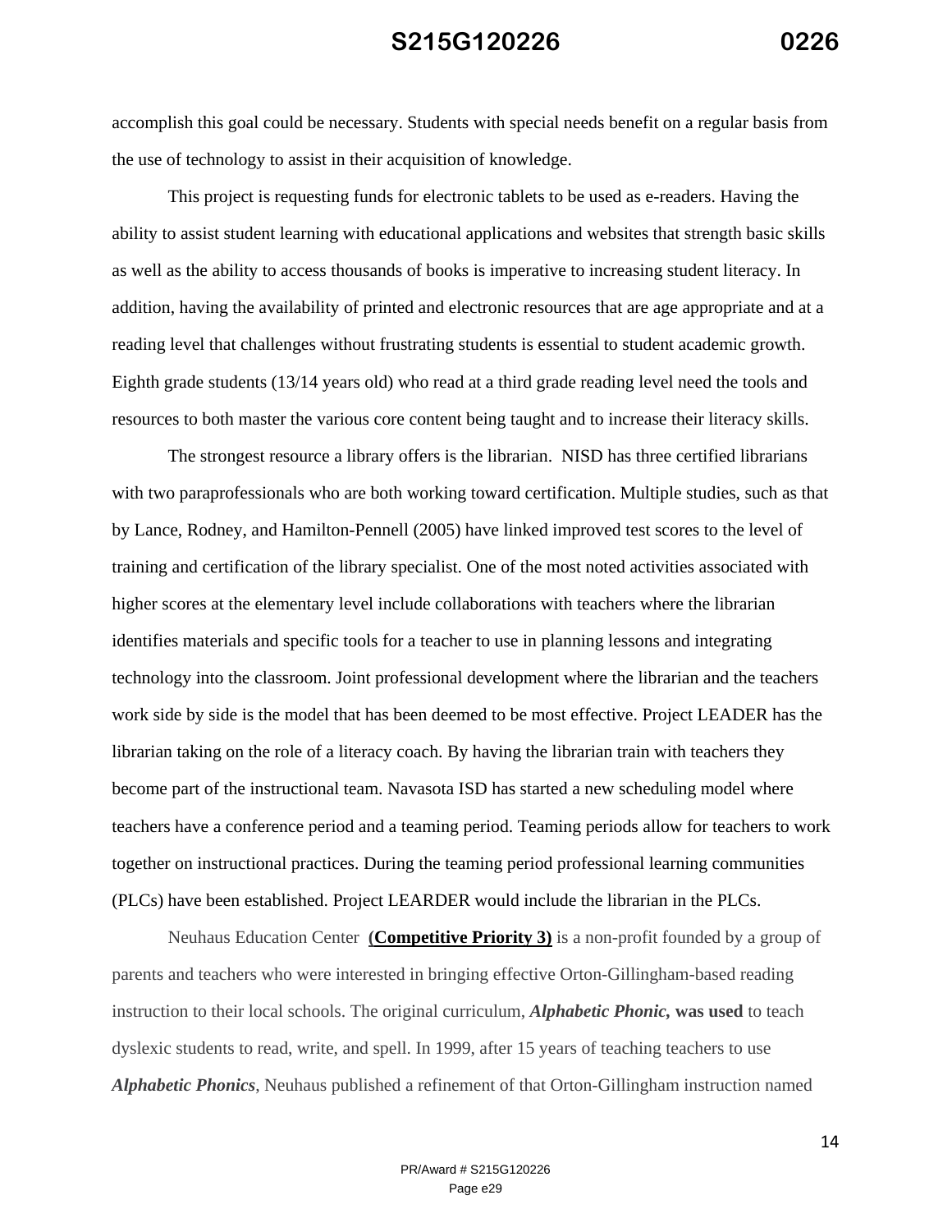accomplish this goal could be necessary. Students with special needs benefit on a regular basis from the use of technology to assist in their acquisition of knowledge.

This project is requesting funds for electronic tablets to be used as e-readers. Having the ability to assist student learning with educational applications and websites that strength basic skills as well as the ability to access thousands of books is imperative to increasing student literacy. In addition, having the availability of printed and electronic resources that are age appropriate and at a reading level that challenges without frustrating students is essential to student academic growth. Eighth grade students (13/14 years old) who read at a third grade reading level need the tools and resources to both master the various core content being taught and to increase their literacy skills.

The strongest resource a library offers is the librarian. NISD has three certified librarians with two paraprofessionals who are both working toward certification. Multiple studies, such as that by Lance, Rodney, and Hamilton-Pennell (2005) have linked improved test scores to the level of training and certification of the library specialist. One of the most noted activities associated with higher scores at the elementary level include collaborations with teachers where the librarian identifies materials and specific tools for a teacher to use in planning lessons and integrating technology into the classroom. Joint professional development where the librarian and the teachers work side by side is the model that has been deemed to be most effective. Project LEADER has the librarian taking on the role of a literacy coach. By having the librarian train with teachers they become part of the instructional team. Navasota ISD has started a new scheduling model where teachers have a conference period and a teaming period. Teaming periods allow for teachers to work together on instructional practices. During the teaming period professional learning communities (PLCs) have been established. Project LEARDER would include the librarian in the PLCs.

Neuhaus Education Center **(Competitive Priority 3)** is a non-profit founded by a group of parents and teachers who were interested in bringing effective Orton-Gillingham-based reading instruction to their local schools. The original curriculum, ***Alphabetic Phonic,*** **was used** to teach dyslexic students to read, write, and spell. In 1999, after 15 years of teaching teachers to use ***Alphabetic Phonics***, Neuhaus published a refinement of that Orton-Gillingham instruction named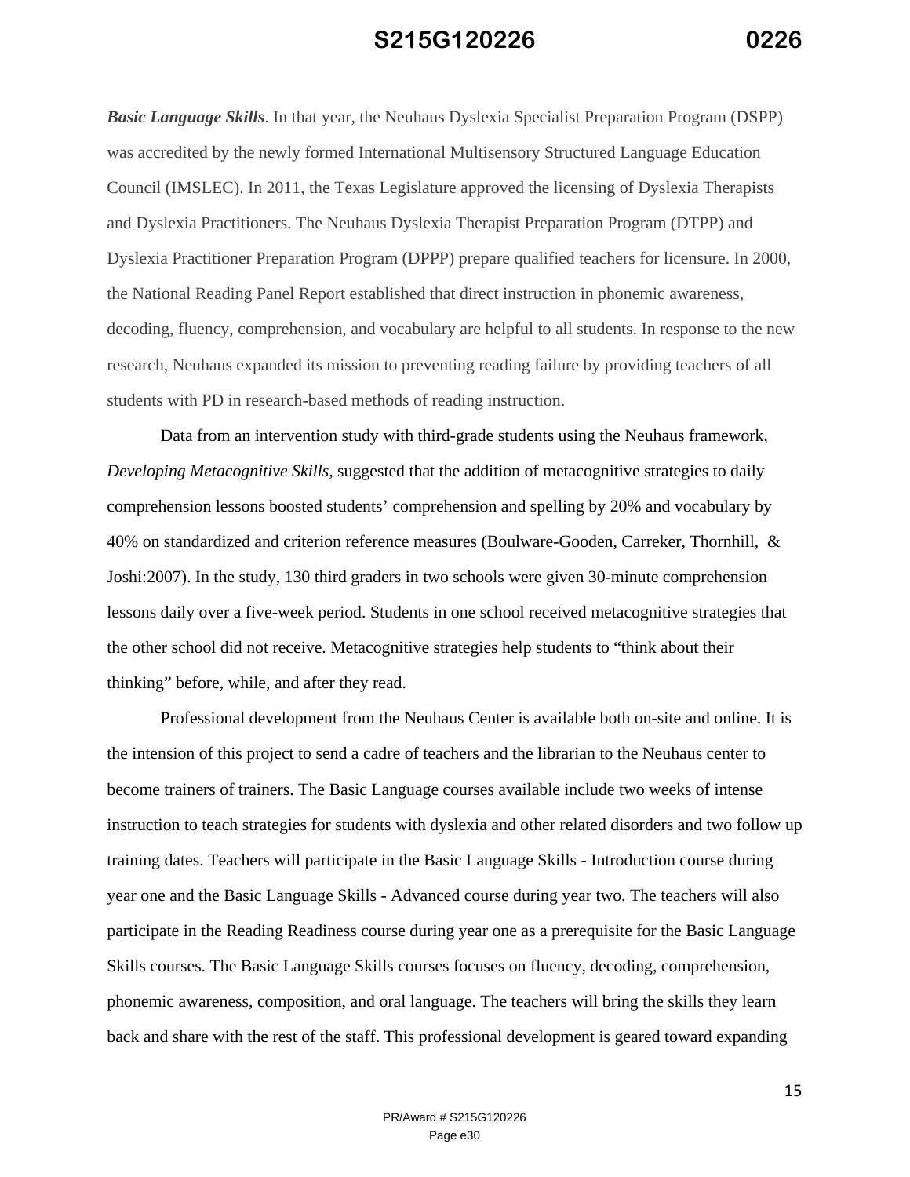***Basic Language Skills***. In that year, the Neuhaus Dyslexia Specialist Preparation Program (DSPP) was accredited by the newly formed International Multisensory Structured Language Education Council (IMSLEC). In 2011, the Texas Legislature approved the licensing of Dyslexia Therapists and Dyslexia Practitioners. The Neuhaus Dyslexia Therapist Preparation Program (DTPP) and Dyslexia Practitioner Preparation Program (DPPP) prepare qualified teachers for licensure. In 2000, the National Reading Panel Report established that direct instruction in phonemic awareness, decoding, fluency, comprehension, and vocabulary are helpful to all students. In response to the new research, Neuhaus expanded its mission to preventing reading failure by providing teachers of all students with PD in research-based methods of reading instruction.

Data from an intervention study with third-grade students using the Neuhaus framework, *Developing Metacognitive Skills*, suggested that the addition of metacognitive strategies to daily comprehension lessons boosted students' comprehension and spelling by 20% and vocabulary by 40% on standardized and criterion reference measures (Boulware-Gooden, Carreker, Thornhill, & Joshi:2007). In the study, 130 third graders in two schools were given 30-minute comprehension lessons daily over a five-week period. Students in one school received metacognitive strategies that the other school did not receive. Metacognitive strategies help students to "think about their thinking" before, while, and after they read.

Professional development from the Neuhaus Center is available both on-site and online. It is the intension of this project to send a cadre of teachers and the librarian to the Neuhaus center to become trainers of trainers. The Basic Language courses available include two weeks of intense instruction to teach strategies for students with dyslexia and other related disorders and two follow up training dates. Teachers will participate in the Basic Language Skills - Introduction course during year one and the Basic Language Skills - Advanced course during year two. The teachers will also participate in the Reading Readiness course during year one as a prerequisite for the Basic Language Skills courses. The Basic Language Skills courses focuses on fluency, decoding, comprehension, phonemic awareness, composition, and oral language. The teachers will bring the skills they learn back and share with the rest of the staff. This professional development is geared toward expanding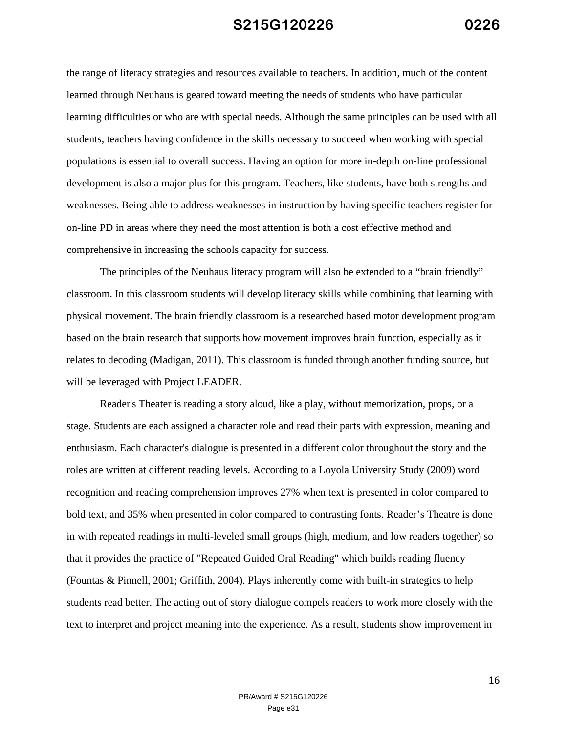the range of literacy strategies and resources available to teachers. In addition, much of the content learned through Neuhaus is geared toward meeting the needs of students who have particular learning difficulties or who are with special needs. Although the same principles can be used with all students, teachers having confidence in the skills necessary to succeed when working with special populations is essential to overall success. Having an option for more in-depth on-line professional development is also a major plus for this program. Teachers, like students, have both strengths and weaknesses. Being able to address weaknesses in instruction by having specific teachers register for on-line PD in areas where they need the most attention is both a cost effective method and comprehensive in increasing the schools capacity for success.

The principles of the Neuhaus literacy program will also be extended to a "brain friendly" classroom. In this classroom students will develop literacy skills while combining that learning with physical movement. The brain friendly classroom is a researched based motor development program based on the brain research that supports how movement improves brain function, especially as it relates to decoding (Madigan, 2011). This classroom is funded through another funding source, but will be leveraged with Project LEADER.

Reader's Theater is reading a story aloud, like a play, without memorization, props, or a stage. Students are each assigned a character role and read their parts with expression, meaning and enthusiasm. Each character's dialogue is presented in a different color throughout the story and the roles are written at different reading levels. According to a Loyola University Study (2009) word recognition and reading comprehension improves 27% when text is presented in color compared to bold text, and 35% when presented in color compared to contrasting fonts. Reader's Theatre is done in with repeated readings in multi-leveled small groups (high, medium, and low readers together) so that it provides the practice of "Repeated Guided Oral Reading" which builds reading fluency (Fountas & Pinnell, 2001; Griffith, 2004). Plays inherently come with built-in strategies to help students read better. The acting out of story dialogue compels readers to work more closely with the text to interpret and project meaning into the experience. As a result, students show improvement in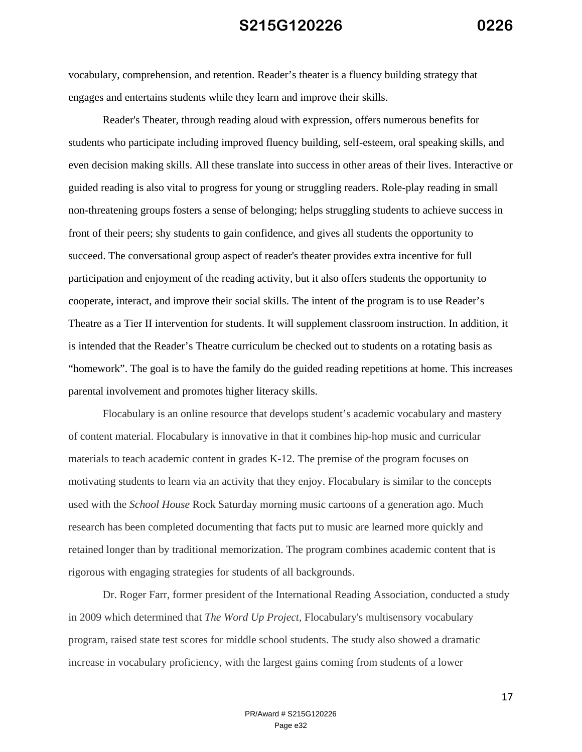vocabulary, comprehension, and retention. Reader's theater is a fluency building strategy that engages and entertains students while they learn and improve their skills.

Reader's Theater, through reading aloud with expression, offers numerous benefits for students who participate including improved fluency building, self-esteem, oral speaking skills, and even decision making skills. All these translate into success in other areas of their lives. Interactive or guided reading is also vital to progress for young or struggling readers. Role-play reading in small non-threatening groups fosters a sense of belonging; helps struggling students to achieve success in front of their peers; shy students to gain confidence, and gives all students the opportunity to succeed. The conversational group aspect of reader's theater provides extra incentive for full participation and enjoyment of the reading activity, but it also offers students the opportunity to cooperate, interact, and improve their social skills. The intent of the program is to use Reader's Theatre as a Tier II intervention for students. It will supplement classroom instruction. In addition, it is intended that the Reader's Theatre curriculum be checked out to students on a rotating basis as "homework". The goal is to have the family do the guided reading repetitions at home. This increases parental involvement and promotes higher literacy skills.

Flocabulary is an online resource that develops student's academic vocabulary and mastery of content material. Flocabulary is innovative in that it combines hip-hop music and curricular materials to teach academic content in grades K-12. The premise of the program focuses on motivating students to learn via an activity that they enjoy. Flocabulary is similar to the concepts used with the *School House* Rock Saturday morning music cartoons of a generation ago. Much research has been completed documenting that facts put to music are learned more quickly and retained longer than by traditional memorization. The program combines academic content that is rigorous with engaging strategies for students of all backgrounds.

Dr. Roger Farr, former president of the International Reading Association, conducted a study in 2009 which determined that *The Word Up Project*, Flocabulary's multisensory vocabulary program, raised state test scores for middle school students. The study also showed a dramatic increase in vocabulary proficiency, with the largest gains coming from students of a lower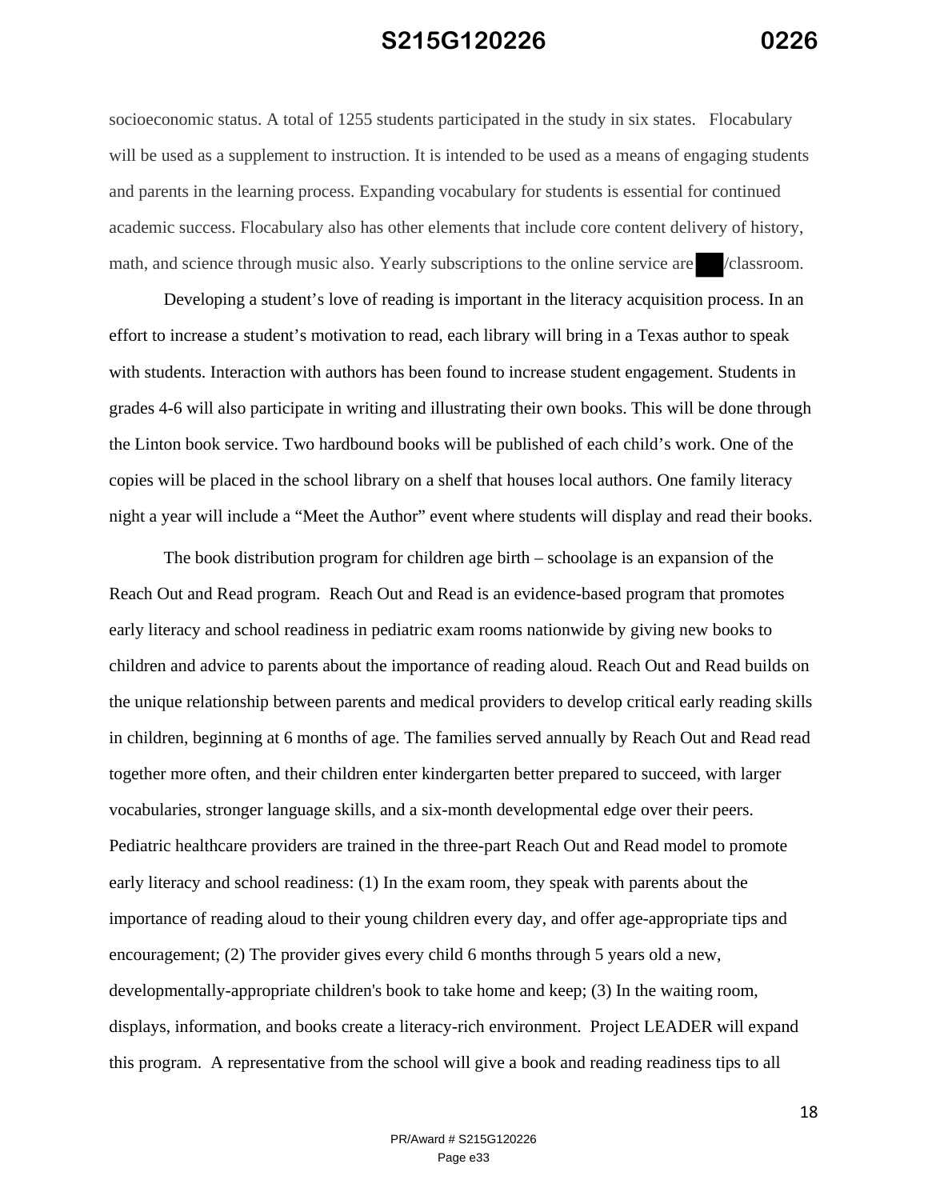socioeconomic status. A total of 1255 students participated in the study in six states. Flocabulary will be used as a supplement to instruction. It is intended to be used as a means of engaging students and parents in the learning process. Expanding vocabulary for students is essential for continued academic success. Flocabulary also has other elements that include core content delivery of history, math, and science through music also. Yearly subscriptions to the online service are ███/classroom.

Developing a student's love of reading is important in the literacy acquisition process. In an effort to increase a student's motivation to read, each library will bring in a Texas author to speak with students. Interaction with authors has been found to increase student engagement. Students in grades 4-6 will also participate in writing and illustrating their own books. This will be done through the Linton book service. Two hardbound books will be published of each child's work. One of the copies will be placed in the school library on a shelf that houses local authors. One family literacy night a year will include a "Meet the Author" event where students will display and read their books.

The book distribution program for children age birth – schoolage is an expansion of the Reach Out and Read program. Reach Out and Read is an evidence-based program that promotes early literacy and school readiness in pediatric exam rooms nationwide by giving new books to children and advice to parents about the importance of reading aloud. Reach Out and Read builds on the unique relationship between parents and medical providers to develop critical early reading skills in children, beginning at 6 months of age. The families served annually by Reach Out and Read read together more often, and their children enter kindergarten better prepared to succeed, with larger vocabularies, stronger language skills, and a six-month developmental edge over their peers. Pediatric healthcare providers are trained in the three-part Reach Out and Read model to promote early literacy and school readiness: (1) In the exam room, they speak with parents about the importance of reading aloud to their young children every day, and offer age-appropriate tips and encouragement; (2) The provider gives every child 6 months through 5 years old a new, developmentally-appropriate children's book to take home and keep; (3) In the waiting room, displays, information, and books create a literacy-rich environment. Project LEADER will expand this program. A representative from the school will give a book and reading readiness tips to all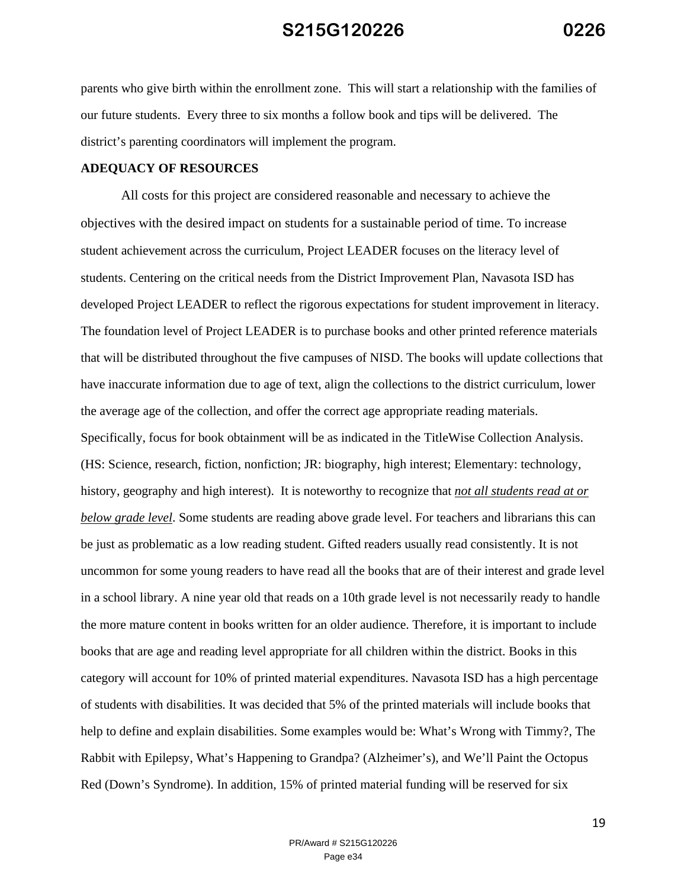parents who give birth within the enrollment zone.  This will start a relationship with the families of our future students.  Every three to six months a follow book and tips will be delivered.  The district's parenting coordinators will implement the program.

**ADEQUACY OF RESOURCES**

All costs for this project are considered reasonable and necessary to achieve the objectives with the desired impact on students for a sustainable period of time. To increase student achievement across the curriculum, Project LEADER focuses on the literacy level of students. Centering on the critical needs from the District Improvement Plan, Navasota ISD has developed Project LEADER to reflect the rigorous expectations for student improvement in literacy. The foundation level of Project LEADER is to purchase books and other printed reference materials that will be distributed throughout the five campuses of NISD. The books will update collections that have inaccurate information due to age of text, align the collections to the district curriculum, lower the average age of the collection, and offer the correct age appropriate reading materials. Specifically, focus for book obtainment will be as indicated in the TitleWise Collection Analysis. (HS: Science, research, fiction, nonfiction; JR: biography, high interest; Elementary: technology, history, geography and high interest).  It is noteworthy to recognize that ***not all students read at or below grade level***. Some students are reading above grade level. For teachers and librarians this can be just as problematic as a low reading student. Gifted readers usually read consistently. It is not uncommon for some young readers to have read all the books that are of their interest and grade level in a school library. A nine year old that reads on a 10th grade level is not necessarily ready to handle the more mature content in books written for an older audience. Therefore, it is important to include books that are age and reading level appropriate for all children within the district. Books in this category will account for 10% of printed material expenditures. Navasota ISD has a high percentage of students with disabilities. It was decided that 5% of the printed materials will include books that help to define and explain disabilities. Some examples would be: What's Wrong with Timmy?, The Rabbit with Epilepsy, What's Happening to Grandpa? (Alzheimer's), and We'll Paint the Octopus Red (Down's Syndrome). In addition, 15% of printed material funding will be reserved for six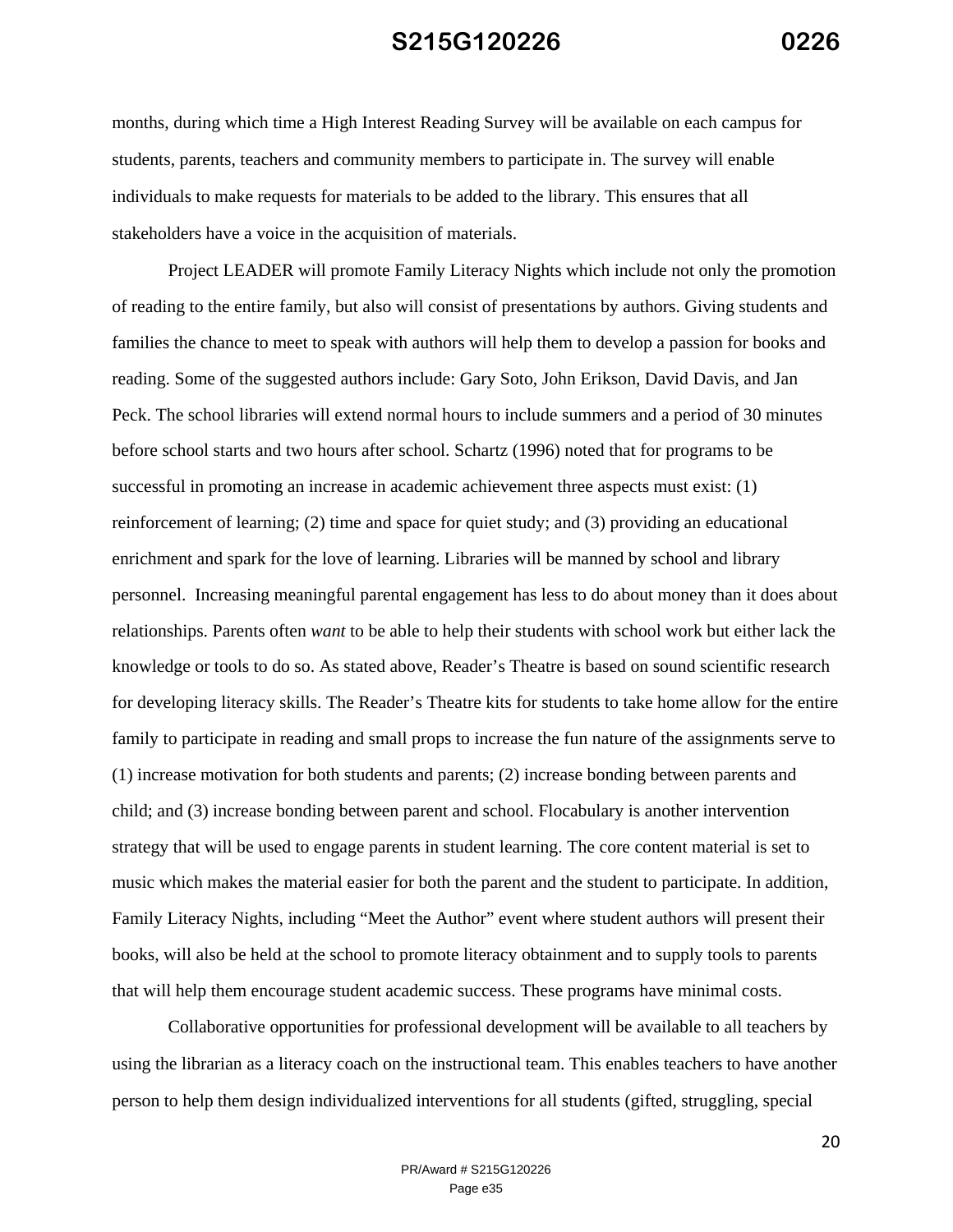months, during which time a High Interest Reading Survey will be available on each campus for students, parents, teachers and community members to participate in. The survey will enable individuals to make requests for materials to be added to the library. This ensures that all stakeholders have a voice in the acquisition of materials.

Project LEADER will promote Family Literacy Nights which include not only the promotion of reading to the entire family, but also will consist of presentations by authors. Giving students and families the chance to meet to speak with authors will help them to develop a passion for books and reading. Some of the suggested authors include: Gary Soto, John Erikson, David Davis, and Jan Peck. The school libraries will extend normal hours to include summers and a period of 30 minutes before school starts and two hours after school. Schartz (1996) noted that for programs to be successful in promoting an increase in academic achievement three aspects must exist: (1) reinforcement of learning; (2) time and space for quiet study; and (3) providing an educational enrichment and spark for the love of learning. Libraries will be manned by school and library personnel. Increasing meaningful parental engagement has less to do about money than it does about relationships. Parents often *want* to be able to help their students with school work but either lack the knowledge or tools to do so. As stated above, Reader's Theatre is based on sound scientific research for developing literacy skills. The Reader's Theatre kits for students to take home allow for the entire family to participate in reading and small props to increase the fun nature of the assignments serve to (1) increase motivation for both students and parents; (2) increase bonding between parents and child; and (3) increase bonding between parent and school. Flocabulary is another intervention strategy that will be used to engage parents in student learning. The core content material is set to music which makes the material easier for both the parent and the student to participate. In addition, Family Literacy Nights, including "Meet the Author" event where student authors will present their books, will also be held at the school to promote literacy obtainment and to supply tools to parents that will help them encourage student academic success. These programs have minimal costs.

Collaborative opportunities for professional development will be available to all teachers by using the librarian as a literacy coach on the instructional team. This enables teachers to have another person to help them design individualized interventions for all students (gifted, struggling, special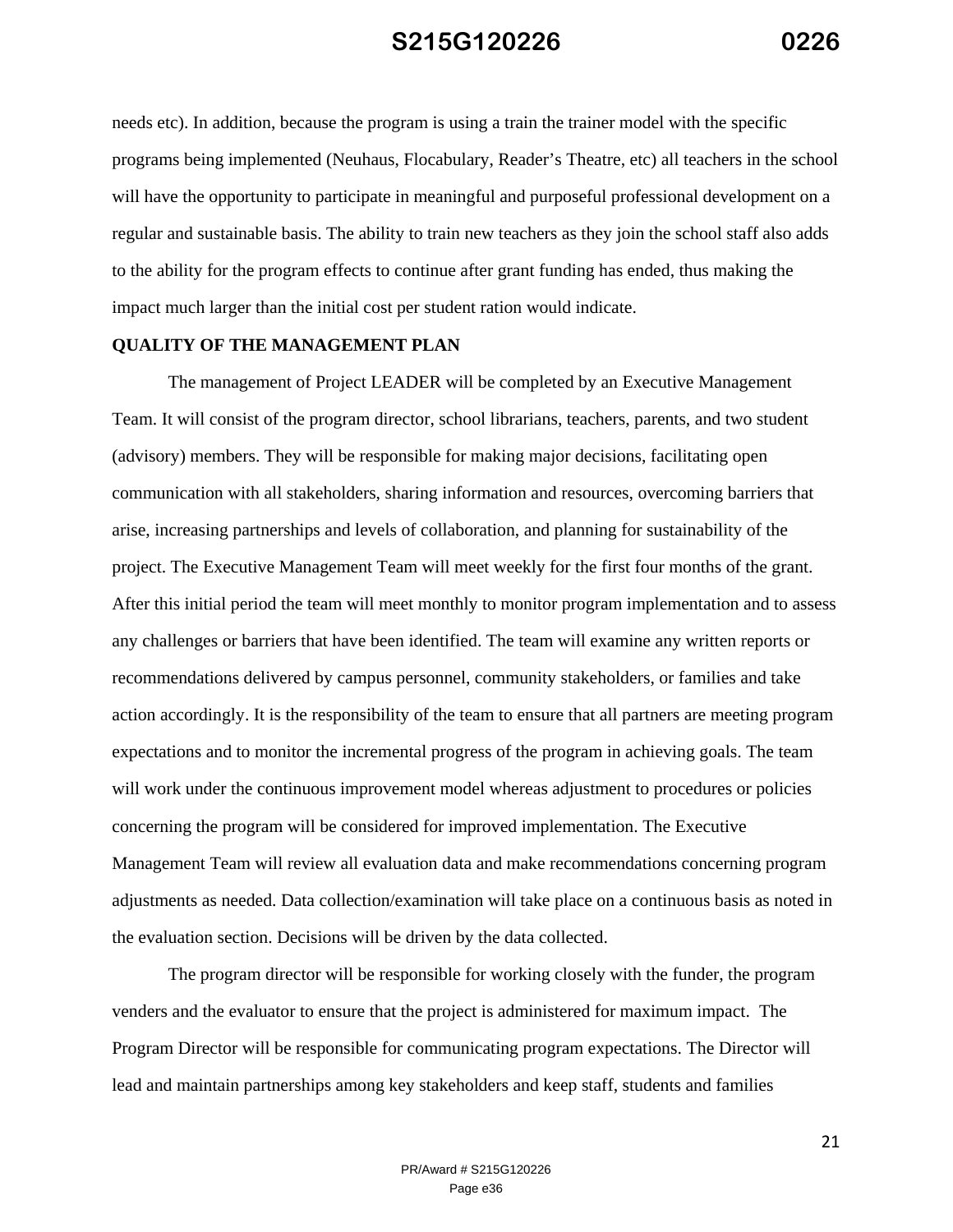needs etc). In addition, because the program is using a train the trainer model with the specific programs being implemented (Neuhaus, Flocabulary, Reader's Theatre, etc) all teachers in the school will have the opportunity to participate in meaningful and purposeful professional development on a regular and sustainable basis. The ability to train new teachers as they join the school staff also adds to the ability for the program effects to continue after grant funding has ended, thus making the impact much larger than the initial cost per student ration would indicate.

**QUALITY OF THE MANAGEMENT PLAN**

The management of Project LEADER will be completed by an Executive Management Team. It will consist of the program director, school librarians, teachers, parents, and two student (advisory) members. They will be responsible for making major decisions, facilitating open communication with all stakeholders, sharing information and resources, overcoming barriers that arise, increasing partnerships and levels of collaboration, and planning for sustainability of the project. The Executive Management Team will meet weekly for the first four months of the grant. After this initial period the team will meet monthly to monitor program implementation and to assess any challenges or barriers that have been identified. The team will examine any written reports or recommendations delivered by campus personnel, community stakeholders, or families and take action accordingly. It is the responsibility of the team to ensure that all partners are meeting program expectations and to monitor the incremental progress of the program in achieving goals. The team will work under the continuous improvement model whereas adjustment to procedures or policies concerning the program will be considered for improved implementation. The Executive Management Team will review all evaluation data and make recommendations concerning program adjustments as needed. Data collection/examination will take place on a continuous basis as noted in the evaluation section. Decisions will be driven by the data collected.

The program director will be responsible for working closely with the funder, the program venders and the evaluator to ensure that the project is administered for maximum impact. The Program Director will be responsible for communicating program expectations. The Director will lead and maintain partnerships among key stakeholders and keep staff, students and families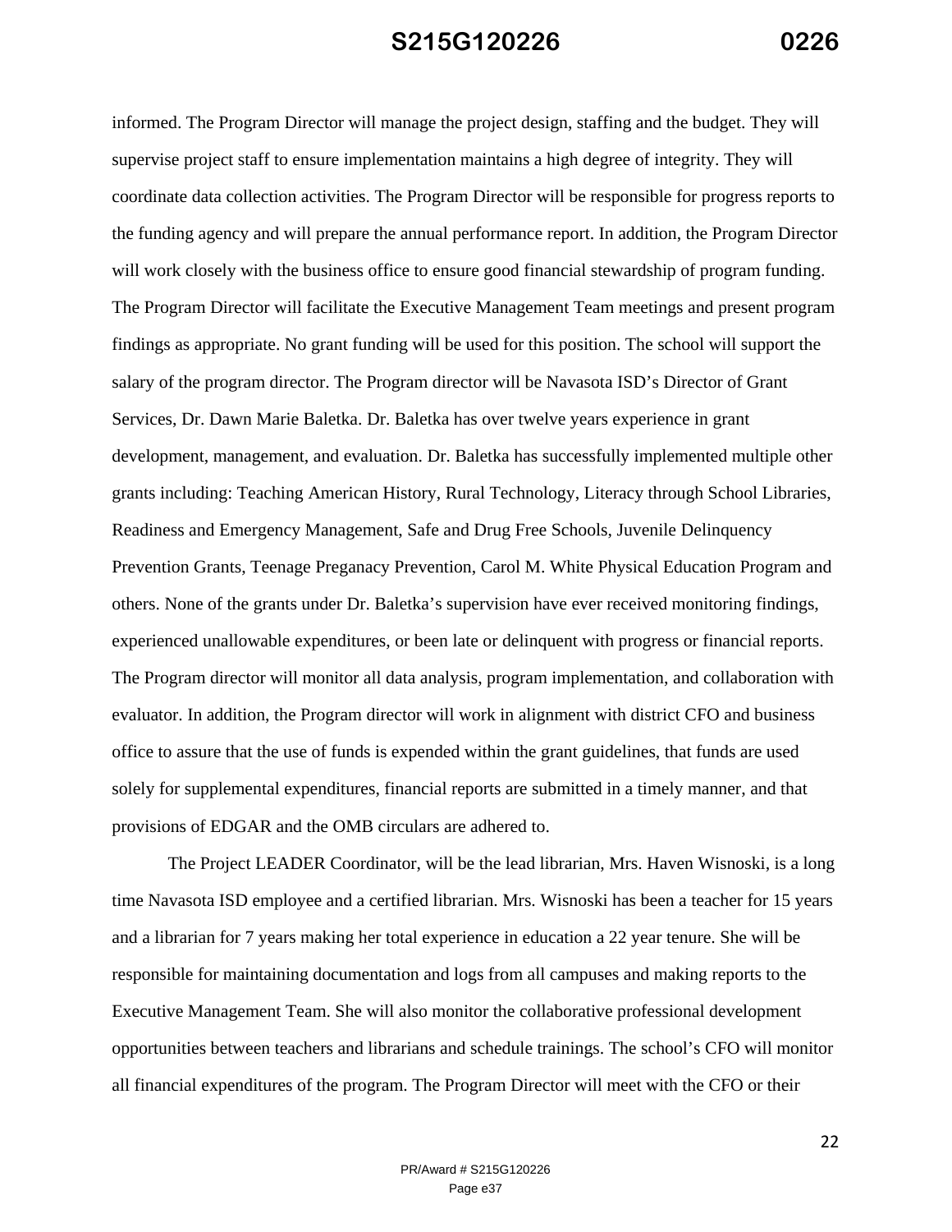informed. The Program Director will manage the project design, staffing and the budget. They will supervise project staff to ensure implementation maintains a high degree of integrity. They will coordinate data collection activities. The Program Director will be responsible for progress reports to the funding agency and will prepare the annual performance report. In addition, the Program Director will work closely with the business office to ensure good financial stewardship of program funding. The Program Director will facilitate the Executive Management Team meetings and present program findings as appropriate. No grant funding will be used for this position. The school will support the salary of the program director. The Program director will be Navasota ISD's Director of Grant Services, Dr. Dawn Marie Baletka. Dr. Baletka has over twelve years experience in grant development, management, and evaluation. Dr. Baletka has successfully implemented multiple other grants including: Teaching American History, Rural Technology, Literacy through School Libraries, Readiness and Emergency Management, Safe and Drug Free Schools, Juvenile Delinquency Prevention Grants, Teenage Preganacy Prevention, Carol M. White Physical Education Program and others. None of the grants under Dr. Baletka's supervision have ever received monitoring findings, experienced unallowable expenditures, or been late or delinquent with progress or financial reports. The Program director will monitor all data analysis, program implementation, and collaboration with evaluator. In addition, the Program director will work in alignment with district CFO and business office to assure that the use of funds is expended within the grant guidelines, that funds are used solely for supplemental expenditures, financial reports are submitted in a timely manner, and that provisions of EDGAR and the OMB circulars are adhered to.

The Project LEADER Coordinator, will be the lead librarian, Mrs. Haven Wisnoski, is a long time Navasota ISD employee and a certified librarian. Mrs. Wisnoski has been a teacher for 15 years and a librarian for 7 years making her total experience in education a 22 year tenure. She will be responsible for maintaining documentation and logs from all campuses and making reports to the Executive Management Team. She will also monitor the collaborative professional development opportunities between teachers and librarians and schedule trainings. The school's CFO will monitor all financial expenditures of the program. The Program Director will meet with the CFO or their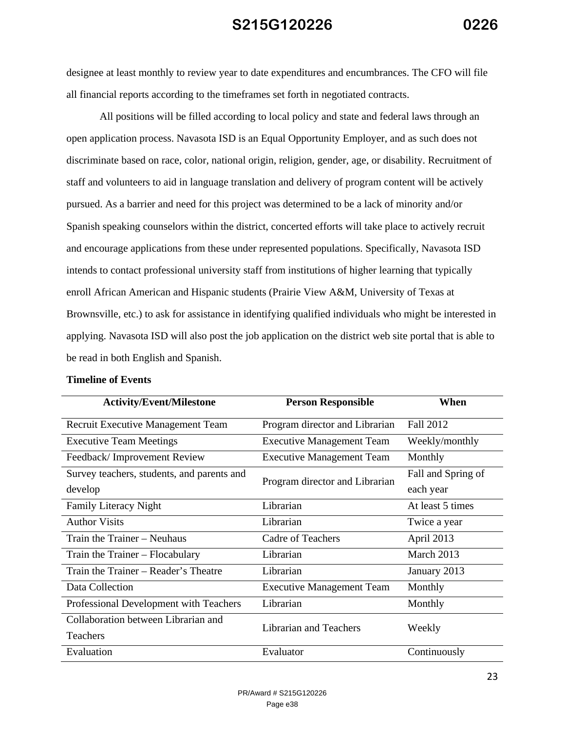designee at least monthly to review year to date expenditures and encumbrances. The CFO will file all financial reports according to the timeframes set forth in negotiated contracts.

All positions will be filled according to local policy and state and federal laws through an open application process. Navasota ISD is an Equal Opportunity Employer, and as such does not discriminate based on race, color, national origin, religion, gender, age, or disability. Recruitment of staff and volunteers to aid in language translation and delivery of program content will be actively pursued. As a barrier and need for this project was determined to be a lack of minority and/or Spanish speaking counselors within the district, concerted efforts will take place to actively recruit and encourage applications from these under represented populations. Specifically, Navasota ISD intends to contact professional university staff from institutions of higher learning that typically enroll African American and Hispanic students (Prairie View A&M, University of Texas at Brownsville, etc.) to ask for assistance in identifying qualified individuals who might be interested in applying. Navasota ISD will also post the job application on the district web site portal that is able to be read in both English and Spanish.

**Timeline of Events**

| Activity/Event/Milestone | Person Responsible | When |
|---|---|---|
| Recruit Executive Management Team | Program director and Librarian | Fall 2012 |
| Executive Team Meetings | Executive Management Team | Weekly/monthly |
| Feedback/ Improvement Review | Executive Management Team | Monthly |
| Survey teachers, students, and parents and develop | Program director and Librarian | Fall and Spring of each year |
| Family Literacy Night | Librarian | At least 5 times |
| Author Visits | Librarian | Twice a year |
| Train the Trainer – Neuhaus | Cadre of Teachers | April 2013 |
| Train the Trainer – Flocabulary | Librarian | March 2013 |
| Train the Trainer – Reader's Theatre | Librarian | January 2013 |
| Data Collection | Executive Management Team | Monthly |
| Professional Development with Teachers | Librarian | Monthly |
| Collaboration between Librarian and Teachers | Librarian and Teachers | Weekly |
| Evaluation | Evaluator | Continuously |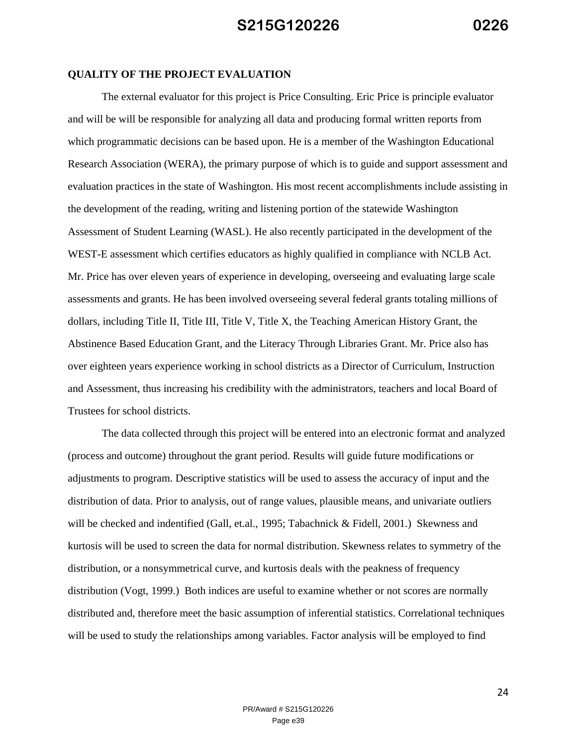**QUALITY OF THE PROJECT EVALUATION**

The external evaluator for this project is Price Consulting. Eric Price is principle evaluator and will be will be responsible for analyzing all data and producing formal written reports from which programmatic decisions can be based upon. He is a member of the Washington Educational Research Association (WERA), the primary purpose of which is to guide and support assessment and evaluation practices in the state of Washington. His most recent accomplishments include assisting in the development of the reading, writing and listening portion of the statewide Washington Assessment of Student Learning (WASL). He also recently participated in the development of the WEST-E assessment which certifies educators as highly qualified in compliance with NCLB Act. Mr. Price has over eleven years of experience in developing, overseeing and evaluating large scale assessments and grants. He has been involved overseeing several federal grants totaling millions of dollars, including Title II, Title III, Title V, Title X, the Teaching American History Grant, the Abstinence Based Education Grant, and the Literacy Through Libraries Grant. Mr. Price also has over eighteen years experience working in school districts as a Director of Curriculum, Instruction and Assessment, thus increasing his credibility with the administrators, teachers and local Board of Trustees for school districts.

The data collected through this project will be entered into an electronic format and analyzed (process and outcome) throughout the grant period. Results will guide future modifications or adjustments to program. Descriptive statistics will be used to assess the accuracy of input and the distribution of data. Prior to analysis, out of range values, plausible means, and univariate outliers will be checked and indentified (Gall, et.al., 1995; Tabachnick & Fidell, 2001.) Skewness and kurtosis will be used to screen the data for normal distribution. Skewness relates to symmetry of the distribution, or a nonsymmetrical curve, and kurtosis deals with the peakness of frequency distribution (Vogt, 1999.) Both indices are useful to examine whether or not scores are normally distributed and, therefore meet the basic assumption of inferential statistics. Correlational techniques will be used to study the relationships among variables. Factor analysis will be employed to find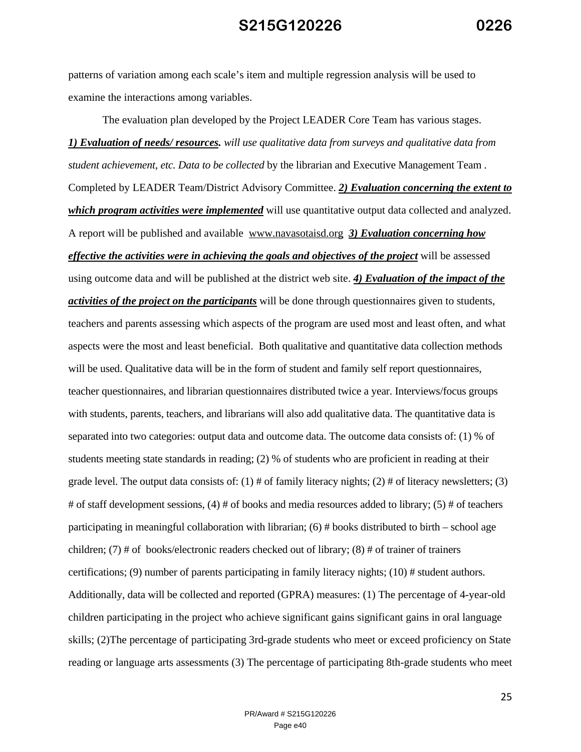patterns of variation among each scale's item and multiple regression analysis will be used to examine the interactions among variables.

The evaluation plan developed by the Project LEADER Core Team has various stages. ***1) Evaluation of needs/ resources.*** *will use qualitative data from surveys and qualitative data from student achievement, etc. Data to be collected* by the librarian and Executive Management Team . Completed by LEADER Team/District Advisory Committee. ***2) Evaluation concerning the extent to which program activities were implemented*** will use quantitative output data collected and analyzed. A report will be published and available www.navasotaisd.org ***3) Evaluation concerning how effective the activities were in achieving the goals and objectives of the project*** will be assessed using outcome data and will be published at the district web site. ***4) Evaluation of the impact of the activities of the project on the participants*** will be done through questionnaires given to students, teachers and parents assessing which aspects of the program are used most and least often, and what aspects were the most and least beneficial. Both qualitative and quantitative data collection methods will be used. Qualitative data will be in the form of student and family self report questionnaires, teacher questionnaires, and librarian questionnaires distributed twice a year. Interviews/focus groups with students, parents, teachers, and librarians will also add qualitative data. The quantitative data is separated into two categories: output data and outcome data. The outcome data consists of: (1) % of students meeting state standards in reading; (2) % of students who are proficient in reading at their grade level. The output data consists of: (1) # of family literacy nights; (2) # of literacy newsletters; (3) # of staff development sessions, (4) # of books and media resources added to library; (5) # of teachers participating in meaningful collaboration with librarian; (6) # books distributed to birth – school age children; (7) # of books/electronic readers checked out of library; (8) # of trainer of trainers certifications; (9) number of parents participating in family literacy nights; (10) # student authors. Additionally, data will be collected and reported (GPRA) measures: (1) The percentage of 4-year-old children participating in the project who achieve significant gains significant gains in oral language skills; (2)The percentage of participating 3rd-grade students who meet or exceed proficiency on State reading or language arts assessments (3) The percentage of participating 8th-grade students who meet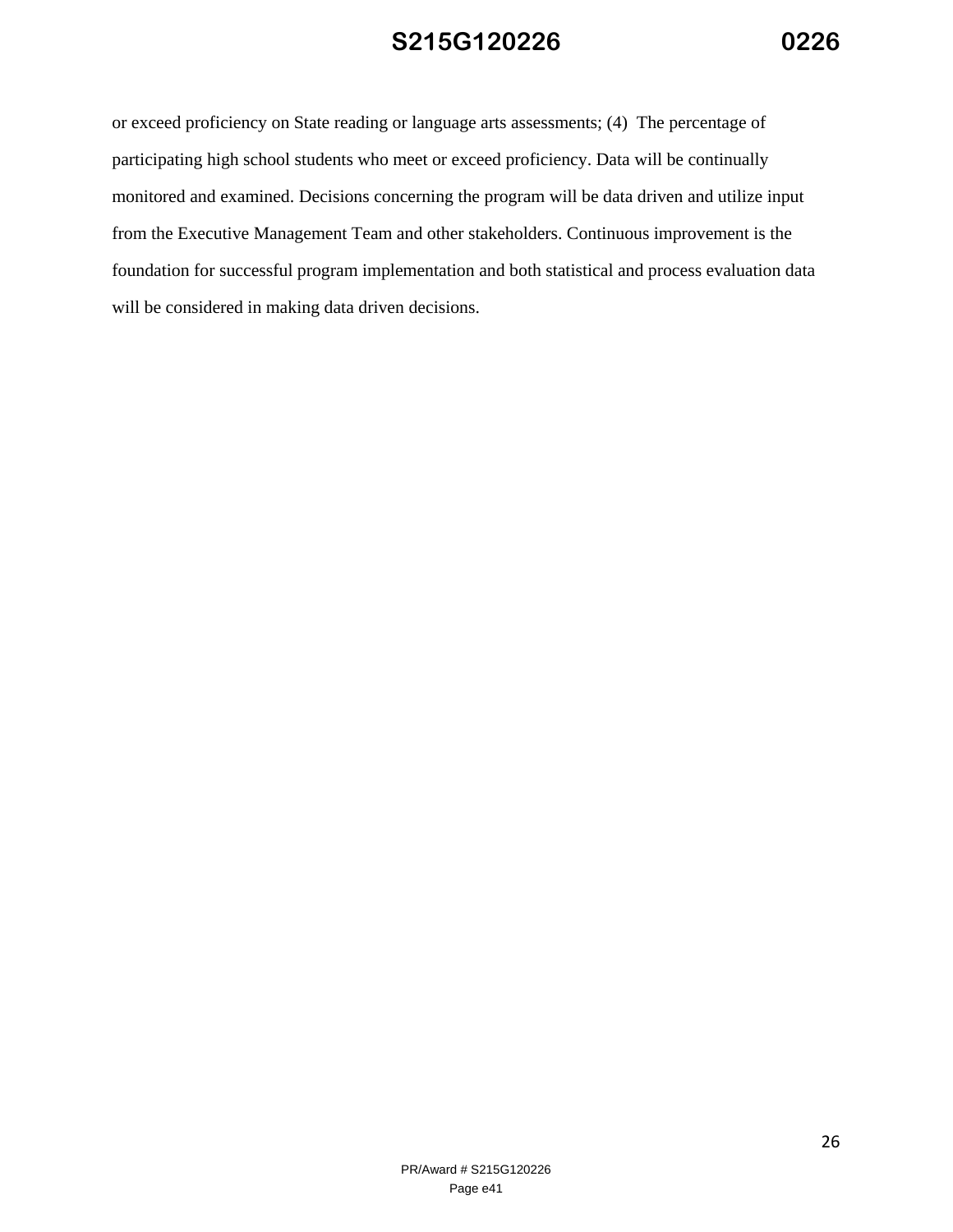or exceed proficiency on State reading or language arts assessments; (4) The percentage of participating high school students who meet or exceed proficiency. Data will be continually monitored and examined. Decisions concerning the program will be data driven and utilize input from the Executive Management Team and other stakeholders. Continuous improvement is the foundation for successful program implementation and both statistical and process evaluation data will be considered in making data driven decisions.